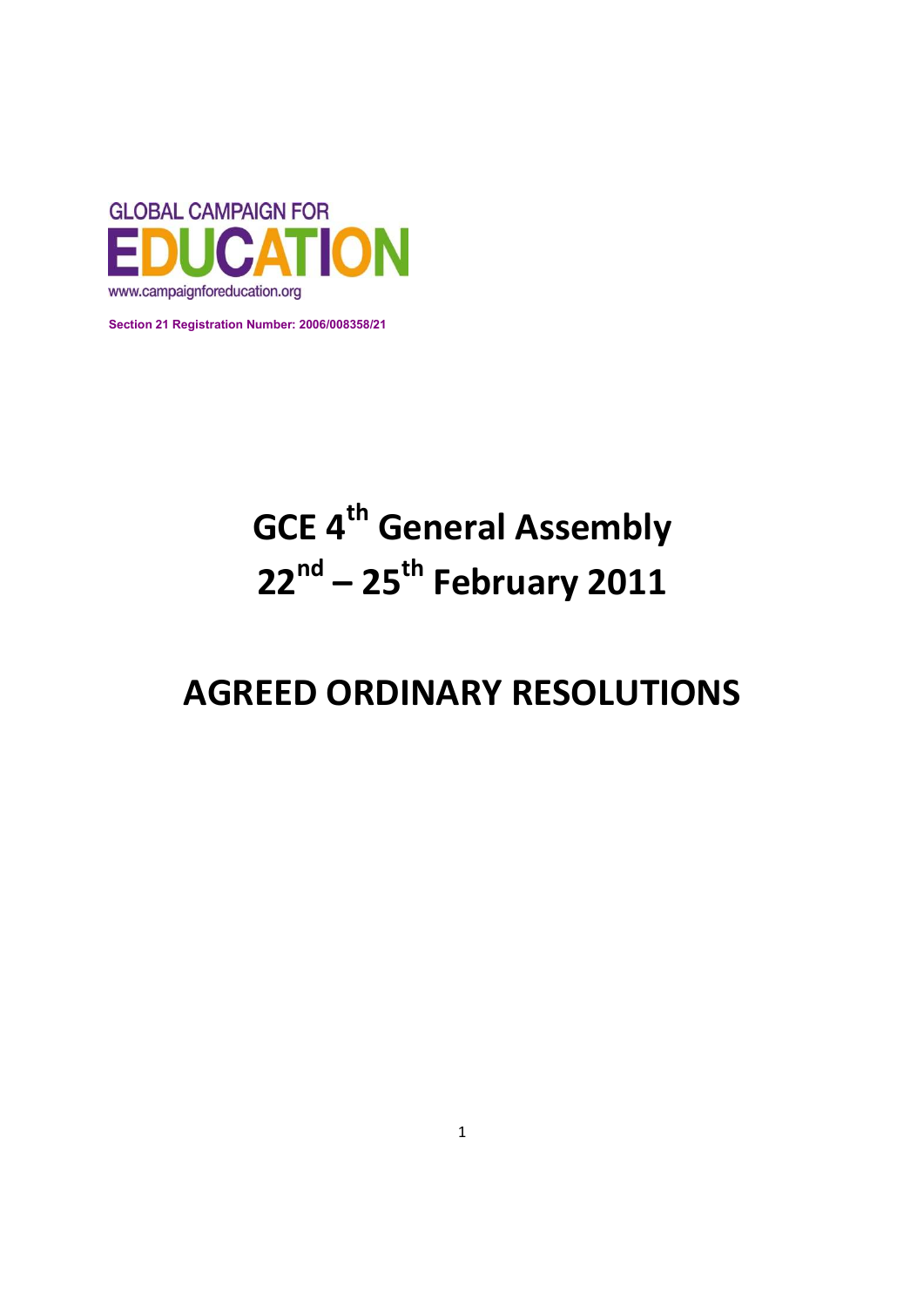GLOBAL CAMPAIGN FOR

EDUCATION

www.campaignforeducation.org

Section 21 Registration Number: 2006/008358/21

# GCE 4th General Assembly
# 22nd – 25th February 2011

# AGREED ORDINARY RESOLUTIONS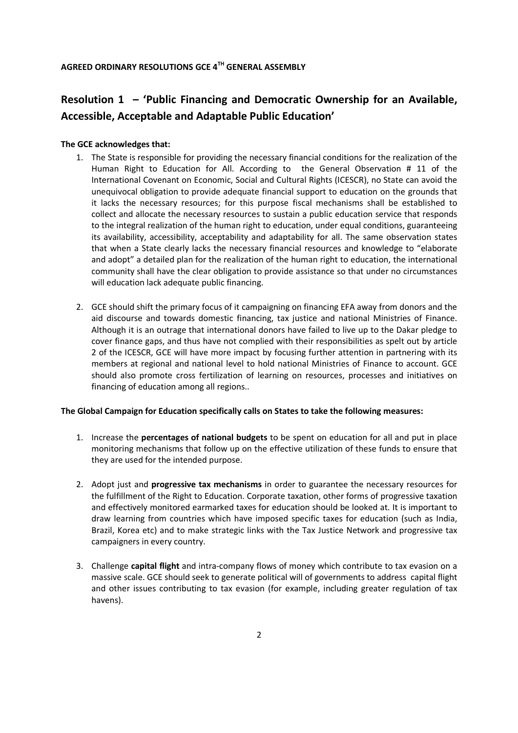**AGREED ORDINARY RESOLUTIONS GCE 4TH GENERAL ASSEMBLY**

## Resolution 1 – 'Public Financing and Democratic Ownership for an Available, Accessible, Acceptable and Adaptable Public Education'

**The GCE acknowledges that:**

1. The State is responsible for providing the necessary financial conditions for the realization of the Human Right to Education for All. According to the General Observation # 11 of the International Covenant on Economic, Social and Cultural Rights (ICESCR), no State can avoid the unequivocal obligation to provide adequate financial support to education on the grounds that it lacks the necessary resources; for this purpose fiscal mechanisms shall be established to collect and allocate the necessary resources to sustain a public education service that responds to the integral realization of the human right to education, under equal conditions, guaranteeing its availability, accessibility, acceptability and adaptability for all. The same observation states that when a State clearly lacks the necessary financial resources and knowledge to "elaborate and adopt" a detailed plan for the realization of the human right to education, the international community shall have the clear obligation to provide assistance so that under no circumstances will education lack adequate public financing.

2. GCE should shift the primary focus of it campaigning on financing EFA away from donors and the aid discourse and towards domestic financing, tax justice and national Ministries of Finance. Although it is an outrage that international donors have failed to live up to the Dakar pledge to cover finance gaps, and thus have not complied with their responsibilities as spelt out by article 2 of the ICESCR, GCE will have more impact by focusing further attention in partnering with its members at regional and national level to hold national Ministries of Finance to account. GCE should also promote cross fertilization of learning on resources, processes and initiatives on financing of education among all regions..

**The Global Campaign for Education specifically calls on States to take the following measures:**

1. Increase the **percentages of national budgets** to be spent on education for all and put in place monitoring mechanisms that follow up on the effective utilization of these funds to ensure that they are used for the intended purpose.

2. Adopt just and **progressive tax mechanisms** in order to guarantee the necessary resources for the fulfillment of the Right to Education. Corporate taxation, other forms of progressive taxation and effectively monitored earmarked taxes for education should be looked at. It is important to draw learning from countries which have imposed specific taxes for education (such as India, Brazil, Korea etc) and to make strategic links with the Tax Justice Network and progressive tax campaigners in every country.

3. Challenge **capital flight** and intra-company flows of money which contribute to tax evasion on a massive scale. GCE should seek to generate political will of governments to address capital flight and other issues contributing to tax evasion (for example, including greater regulation of tax havens).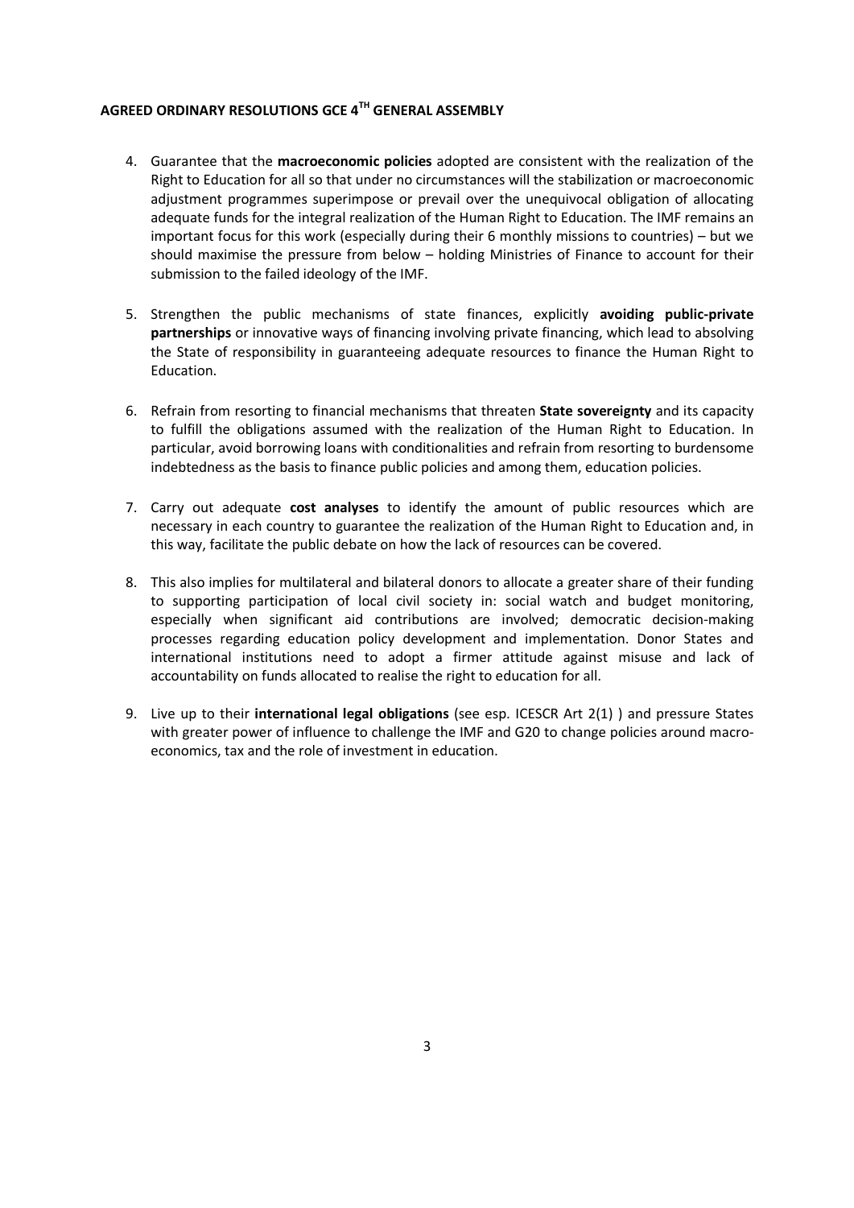**AGREED ORDINARY RESOLUTIONS GCE 4TH GENERAL ASSEMBLY**

4. Guarantee that the **macroeconomic policies** adopted are consistent with the realization of the Right to Education for all so that under no circumstances will the stabilization or macroeconomic adjustment programmes superimpose or prevail over the unequivocal obligation of allocating adequate funds for the integral realization of the Human Right to Education. The IMF remains an important focus for this work (especially during their 6 monthly missions to countries) – but we should maximise the pressure from below – holding Ministries of Finance to account for their submission to the failed ideology of the IMF.

5. Strengthen the public mechanisms of state finances, explicitly **avoiding public-private partnerships** or innovative ways of financing involving private financing, which lead to absolving the State of responsibility in guaranteeing adequate resources to finance the Human Right to Education.

6. Refrain from resorting to financial mechanisms that threaten **State sovereignty** and its capacity to fulfill the obligations assumed with the realization of the Human Right to Education. In particular, avoid borrowing loans with conditionalities and refrain from resorting to burdensome indebtedness as the basis to finance public policies and among them, education policies.

7. Carry out adequate **cost analyses** to identify the amount of public resources which are necessary in each country to guarantee the realization of the Human Right to Education and, in this way, facilitate the public debate on how the lack of resources can be covered.

8. This also implies for multilateral and bilateral donors to allocate a greater share of their funding to supporting participation of local civil society in: social watch and budget monitoring, especially when significant aid contributions are involved; democratic decision-making processes regarding education policy development and implementation. Donor States and international institutions need to adopt a firmer attitude against misuse and lack of accountability on funds allocated to realise the right to education for all.

9. Live up to their **international legal obligations** (see esp. ICESCR Art 2(1) ) and pressure States with greater power of influence to challenge the IMF and G20 to change policies around macro-economics, tax and the role of investment in education.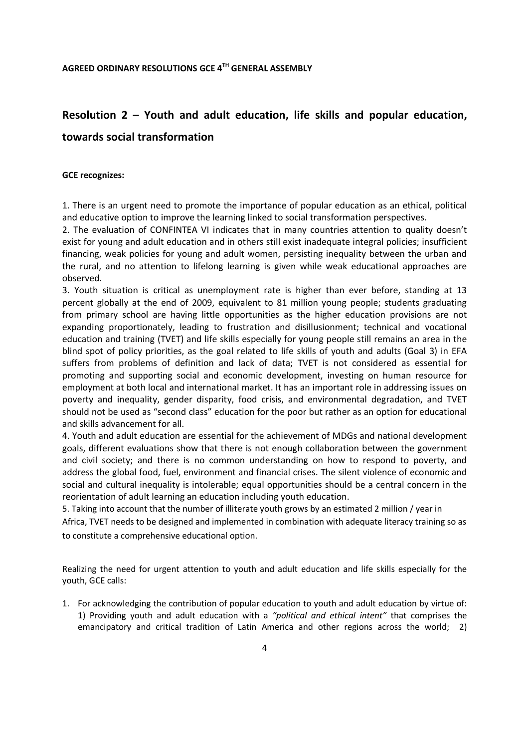**AGREED ORDINARY RESOLUTIONS GCE 4TH GENERAL ASSEMBLY**

## Resolution 2 – Youth and adult education, life skills and popular education, towards social transformation

**GCE recognizes:**

1. There is an urgent need to promote the importance of popular education as an ethical, political and educative option to improve the learning linked to social transformation perspectives.
2. The evaluation of CONFINTEA VI indicates that in many countries attention to quality doesn't exist for young and adult education and in others still exist inadequate integral policies; insufficient financing, weak policies for young and adult women, persisting inequality between the urban and the rural, and no attention to lifelong learning is given while weak educational approaches are observed.
3. Youth situation is critical as unemployment rate is higher than ever before, standing at 13 percent globally at the end of 2009, equivalent to 81 million young people; students graduating from primary school are having little opportunities as the higher education provisions are not expanding proportionately, leading to frustration and disillusionment; technical and vocational education and training (TVET) and life skills especially for young people still remains an area in the blind spot of policy priorities, as the goal related to life skills of youth and adults (Goal 3) in EFA suffers from problems of definition and lack of data; TVET is not considered as essential for promoting and supporting social and economic development, investing on human resource for employment at both local and international market. It has an important role in addressing issues on poverty and inequality, gender disparity, food crisis, and environmental degradation, and TVET should not be used as "second class" education for the poor but rather as an option for educational and skills advancement for all.
4. Youth and adult education are essential for the achievement of MDGs and national development goals, different evaluations show that there is not enough collaboration between the government and civil society; and there is no common understanding on how to respond to poverty, and address the global food, fuel, environment and financial crises. The silent violence of economic and social and cultural inequality is intolerable; equal opportunities should be a central concern in the reorientation of adult learning an education including youth education.
5. Taking into account that the number of illiterate youth grows by an estimated 2 million / year in Africa, TVET needs to be designed and implemented in combination with adequate literacy training so as to constitute a comprehensive educational option.

Realizing the need for urgent attention to youth and adult education and life skills especially for the youth, GCE calls:

1. For acknowledging the contribution of popular education to youth and adult education by virtue of: 1) Providing youth and adult education with a *"political and ethical intent"* that comprises the emancipatory and critical tradition of Latin America and other regions across the world; 2)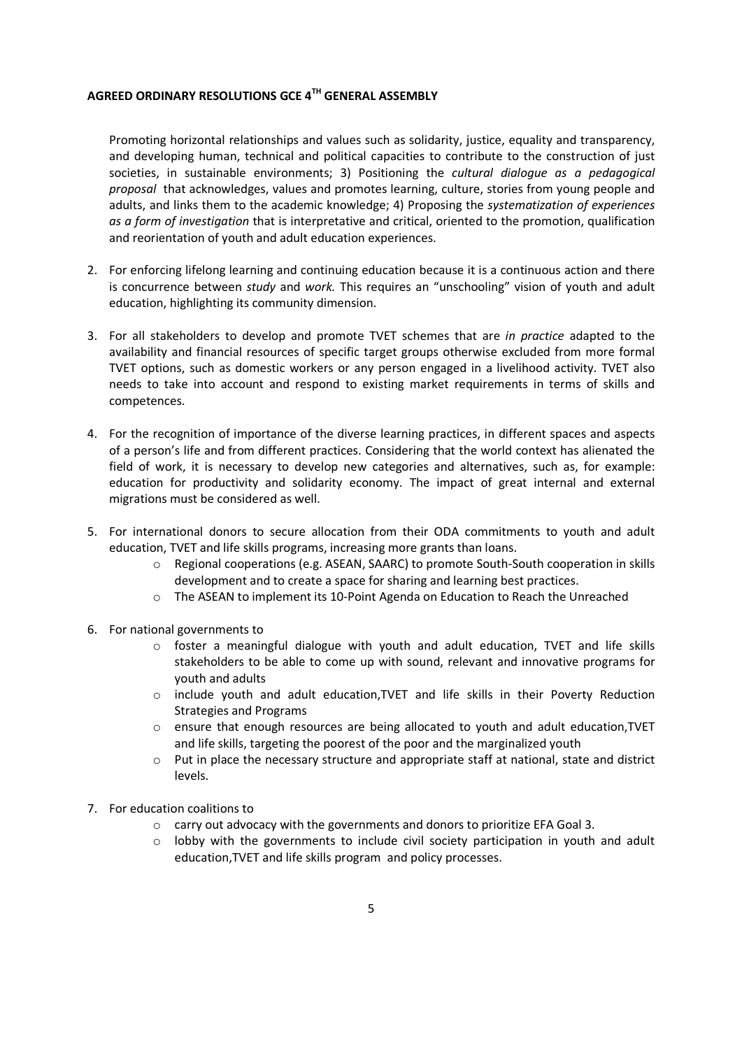**AGREED ORDINARY RESOLUTIONS GCE 4TH GENERAL ASSEMBLY**

Promoting horizontal relationships and values such as solidarity, justice, equality and transparency, and developing human, technical and political capacities to contribute to the construction of just societies, in sustainable environments; 3) Positioning the *cultural dialogue as a pedagogical proposal* that acknowledges, values and promotes learning, culture, stories from young people and adults, and links them to the academic knowledge; 4) Proposing the *systematization of experiences as a form of investigation* that is interpretative and critical, oriented to the promotion, qualification and reorientation of youth and adult education experiences.

2. For enforcing lifelong learning and continuing education because it is a continuous action and there is concurrence between *study* and *work.* This requires an "unschooling" vision of youth and adult education, highlighting its community dimension.

3. For all stakeholders to develop and promote TVET schemes that are *in practice* adapted to the availability and financial resources of specific target groups otherwise excluded from more formal TVET options, such as domestic workers or any person engaged in a livelihood activity. TVET also needs to take into account and respond to existing market requirements in terms of skills and competences.

4. For the recognition of importance of the diverse learning practices, in different spaces and aspects of a person's life and from different practices. Considering that the world context has alienated the field of work, it is necessary to develop new categories and alternatives, such as, for example: education for productivity and solidarity economy. The impact of great internal and external migrations must be considered as well.

5. For international donors to secure allocation from their ODA commitments to youth and adult education, TVET and life skills programs, increasing more grants than loans.
    - Regional cooperations (e.g. ASEAN, SAARC) to promote South-South cooperation in skills development and to create a space for sharing and learning best practices.
    - The ASEAN to implement its 10-Point Agenda on Education to Reach the Unreached

6. For national governments to
    - foster a meaningful dialogue with youth and adult education, TVET and life skills stakeholders to be able to come up with sound, relevant and innovative programs for youth and adults
    - include youth and adult education,TVET and life skills in their Poverty Reduction Strategies and Programs
    - ensure that enough resources are being allocated to youth and adult education,TVET and life skills, targeting the poorest of the poor and the marginalized youth
    - Put in place the necessary structure and appropriate staff at national, state and district levels.

7. For education coalitions to
    - carry out advocacy with the governments and donors to prioritize EFA Goal 3.
    - lobby with the governments to include civil society participation in youth and adult education,TVET and life skills program and policy processes.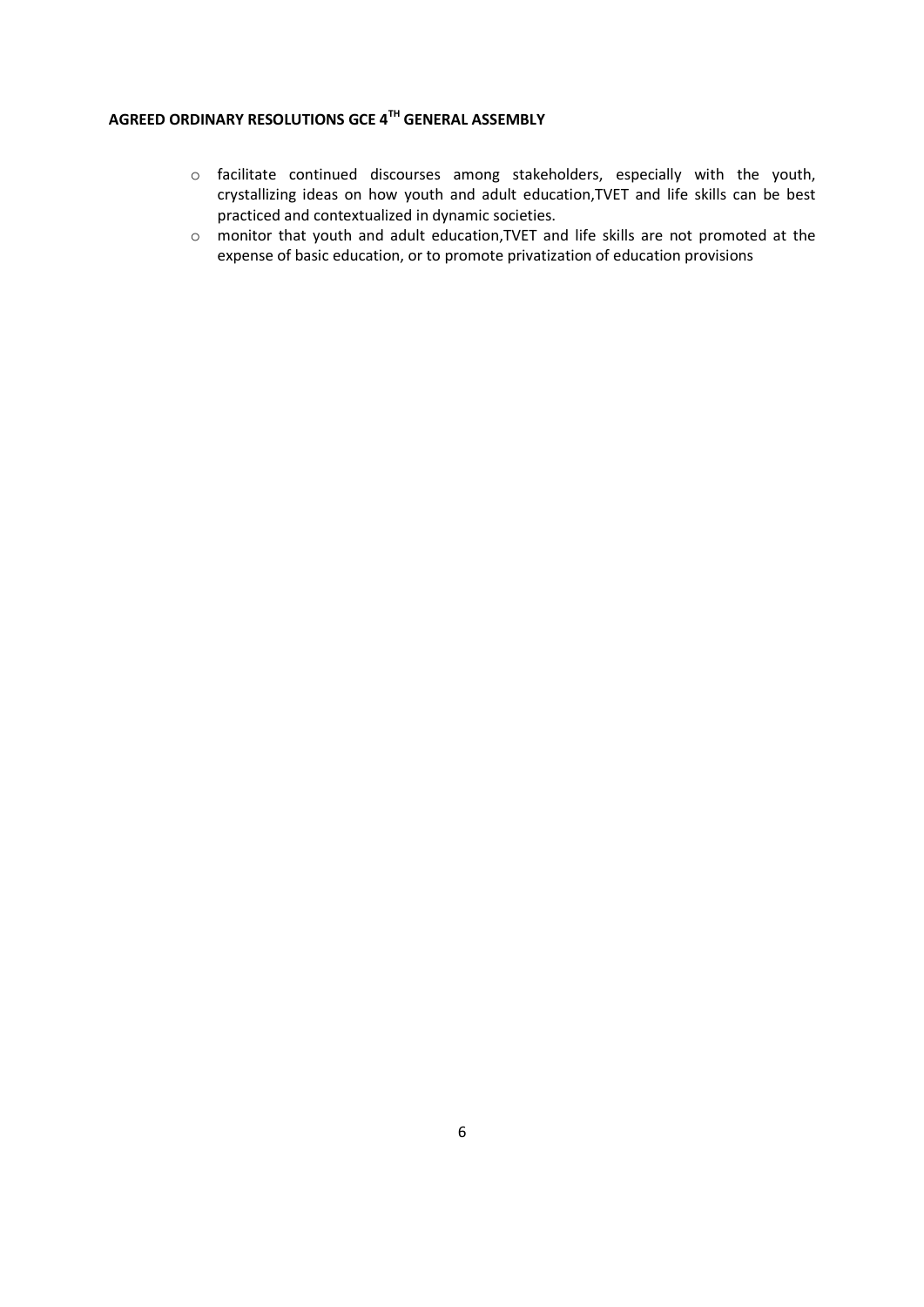- facilitate continued discourses among stakeholders, especially with the youth, crystallizing ideas on how youth and adult education,TVET and life skills can be best practiced and contextualized in dynamic societies.
- monitor that youth and adult education,TVET and life skills are not promoted at the expense of basic education, or to promote privatization of education provisions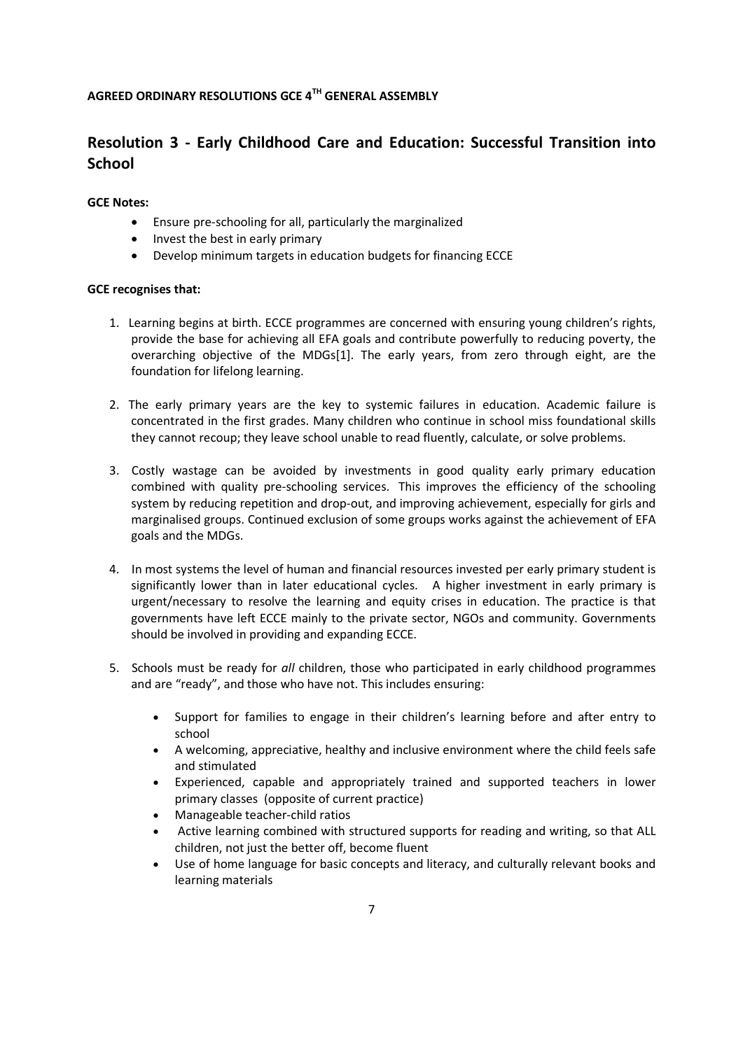**AGREED ORDINARY RESOLUTIONS GCE 4TH GENERAL ASSEMBLY**

## Resolution 3 - Early Childhood Care and Education: Successful Transition into School

**GCE Notes:**

- Ensure pre-schooling for all, particularly the marginalized
- Invest the best in early primary
- Develop minimum targets in education budgets for financing ECCE

**GCE recognises that:**

1. Learning begins at birth. ECCE programmes are concerned with ensuring young children's rights, provide the base for achieving all EFA goals and contribute powerfully to reducing poverty, the overarching objective of the MDGs[1]. The early years, from zero through eight, are the foundation for lifelong learning.

2. The early primary years are the key to systemic failures in education. Academic failure is concentrated in the first grades. Many children who continue in school miss foundational skills they cannot recoup; they leave school unable to read fluently, calculate, or solve problems.

3. Costly wastage can be avoided by investments in good quality early primary education combined with quality pre-schooling services. This improves the efficiency of the schooling system by reducing repetition and drop-out, and improving achievement, especially for girls and marginalised groups. Continued exclusion of some groups works against the achievement of EFA goals and the MDGs.

4. In most systems the level of human and financial resources invested per early primary student is significantly lower than in later educational cycles. A higher investment in early primary is urgent/necessary to resolve the learning and equity crises in education. The practice is that governments have left ECCE mainly to the private sector, NGOs and community. Governments should be involved in providing and expanding ECCE.

5. Schools must be ready for *all* children, those who participated in early childhood programmes and are "ready", and those who have not. This includes ensuring:

    - Support for families to engage in their children's learning before and after entry to school
    - A welcoming, appreciative, healthy and inclusive environment where the child feels safe and stimulated
    - Experienced, capable and appropriately trained and supported teachers in lower primary classes (opposite of current practice)
    - Manageable teacher-child ratios
    - Active learning combined with structured supports for reading and writing, so that ALL children, not just the better off, become fluent
    - Use of home language for basic concepts and literacy, and culturally relevant books and learning materials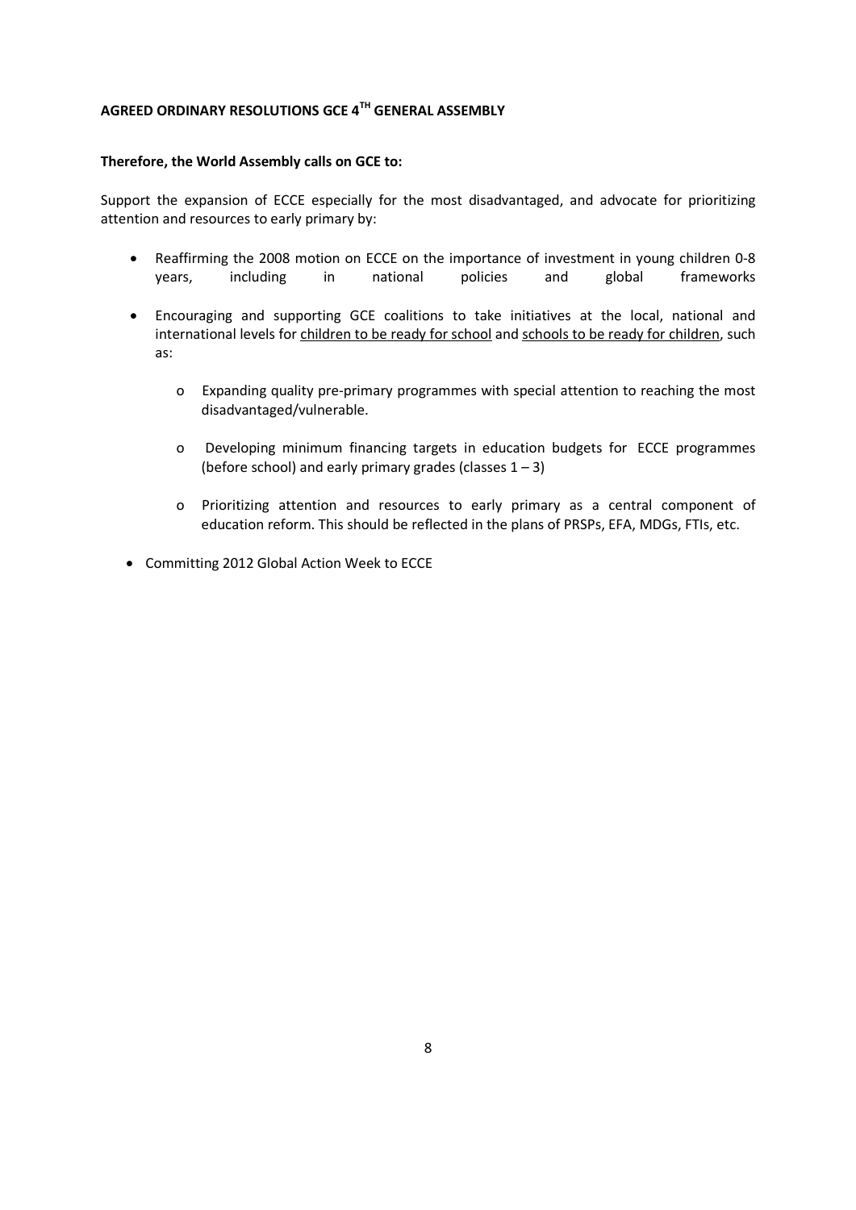**AGREED ORDINARY RESOLUTIONS GCE 4TH GENERAL ASSEMBLY**

**Therefore, the World Assembly calls on GCE to:**

Support the expansion of ECCE especially for the most disadvantaged, and advocate for prioritizing attention and resources to early primary by:

- Reaffirming the 2008 motion on ECCE on the importance of investment in young children 0-8 years, including in national policies and global frameworks
- Encouraging and supporting GCE coalitions to take initiatives at the local, national and international levels for <u>children to be ready for school</u> and <u>schools to be ready for children</u>, such as:
    - Expanding quality pre-primary programmes with special attention to reaching the most disadvantaged/vulnerable.
    - Developing minimum financing targets in education budgets for ECCE programmes (before school) and early primary grades (classes 1 – 3)
    - Prioritizing attention and resources to early primary as a central component of education reform. This should be reflected in the plans of PRSPs, EFA, MDGs, FTIs, etc.
- Committing 2012 Global Action Week to ECCE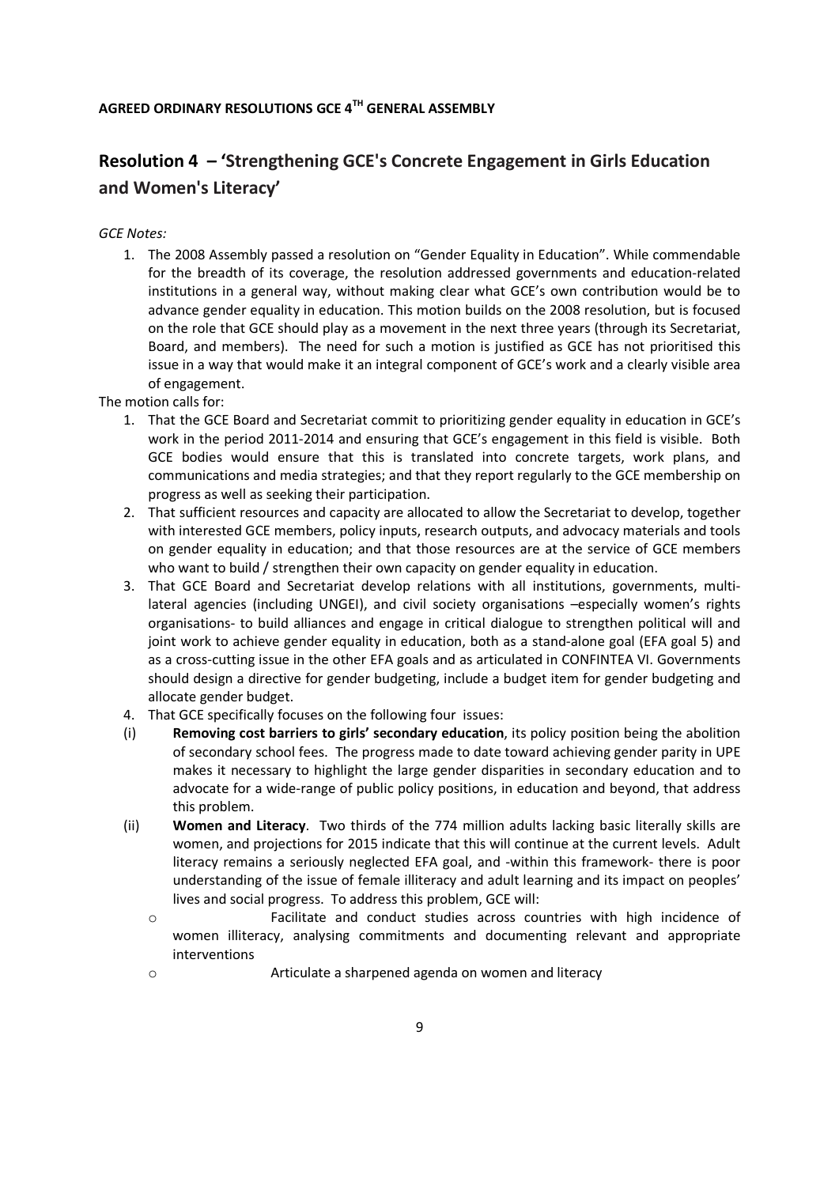**AGREED ORDINARY RESOLUTIONS GCE 4TH GENERAL ASSEMBLY**

## Resolution 4 – 'Strengthening GCE's Concrete Engagement in Girls Education and Women's Literacy'

*GCE Notes:*

1. The 2008 Assembly passed a resolution on "Gender Equality in Education". While commendable for the breadth of its coverage, the resolution addressed governments and education-related institutions in a general way, without making clear what GCE's own contribution would be to advance gender equality in education. This motion builds on the 2008 resolution, but is focused on the role that GCE should play as a movement in the next three years (through its Secretariat, Board, and members). The need for such a motion is justified as GCE has not prioritised this issue in a way that would make it an integral component of GCE's work and a clearly visible area of engagement.

The motion calls for:

1. That the GCE Board and Secretariat commit to prioritizing gender equality in education in GCE's work in the period 2011-2014 and ensuring that GCE's engagement in this field is visible. Both GCE bodies would ensure that this is translated into concrete targets, work plans, and communications and media strategies; and that they report regularly to the GCE membership on progress as well as seeking their participation.
2. That sufficient resources and capacity are allocated to allow the Secretariat to develop, together with interested GCE members, policy inputs, research outputs, and advocacy materials and tools on gender equality in education; and that those resources are at the service of GCE members who want to build / strengthen their own capacity on gender equality in education.
3. That GCE Board and Secretariat develop relations with all institutions, governments, multi-lateral agencies (including UNGEI), and civil society organisations –especially women's rights organisations- to build alliances and engage in critical dialogue to strengthen political will and joint work to achieve gender equality in education, both as a stand-alone goal (EFA goal 5) and as a cross-cutting issue in the other EFA goals and as articulated in CONFINTEA VI. Governments should design a directive for gender budgeting, include a budget item for gender budgeting and allocate gender budget.
4. That GCE specifically focuses on the following four issues:

(i) **Removing cost barriers to girls' secondary education**, its policy position being the abolition of secondary school fees. The progress made to date toward achieving gender parity in UPE makes it necessary to highlight the large gender disparities in secondary education and to advocate for a wide-range of public policy positions, in education and beyond, that address this problem.

(ii) **Women and Literacy**. Two thirds of the 774 million adults lacking basic literally skills are women, and projections for 2015 indicate that this will continue at the current levels. Adult literacy remains a seriously neglected EFA goal, and -within this framework- there is poor understanding of the issue of female illiteracy and adult learning and its impact on peoples' lives and social progress. To address this problem, GCE will:

- Facilitate and conduct studies across countries with high incidence of women illiteracy, analysing commitments and documenting relevant and appropriate interventions
- Articulate a sharpened agenda on women and literacy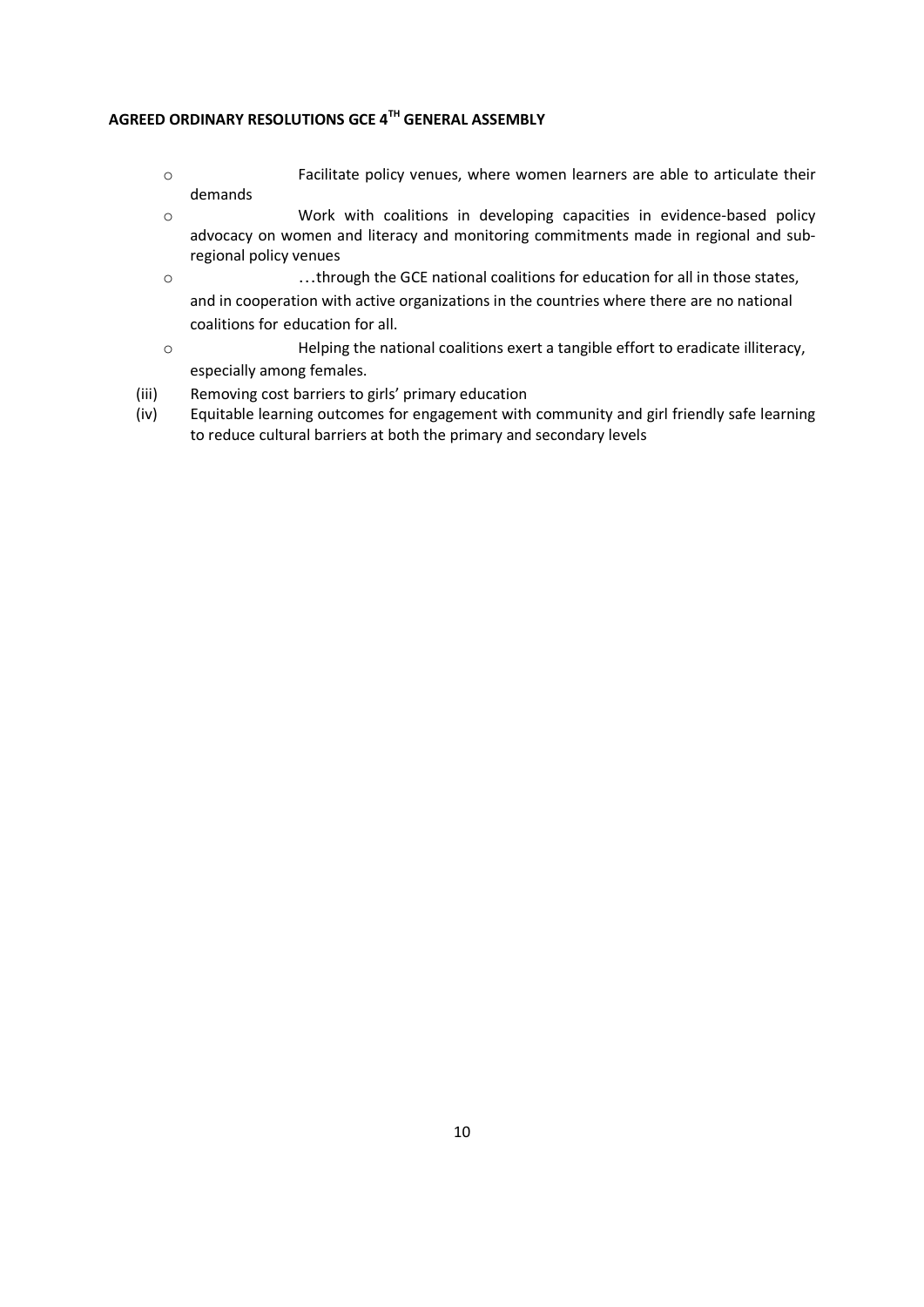**AGREED ORDINARY RESOLUTIONS GCE 4TH GENERAL ASSEMBLY**

- Facilitate policy venues, where women learners are able to articulate their demands
- Work with coalitions in developing capacities in evidence-based policy advocacy on women and literacy and monitoring commitments made in regional and sub-regional policy venues
- …through the GCE national coalitions for education for all in those states, and in cooperation with active organizations in the countries where there are no national coalitions for education for all.
- Helping the national coalitions exert a tangible effort to eradicate illiteracy, especially among females.

(iii) Removing cost barriers to girls' primary education

(iv) Equitable learning outcomes for engagement with community and girl friendly safe learning to reduce cultural barriers at both the primary and secondary levels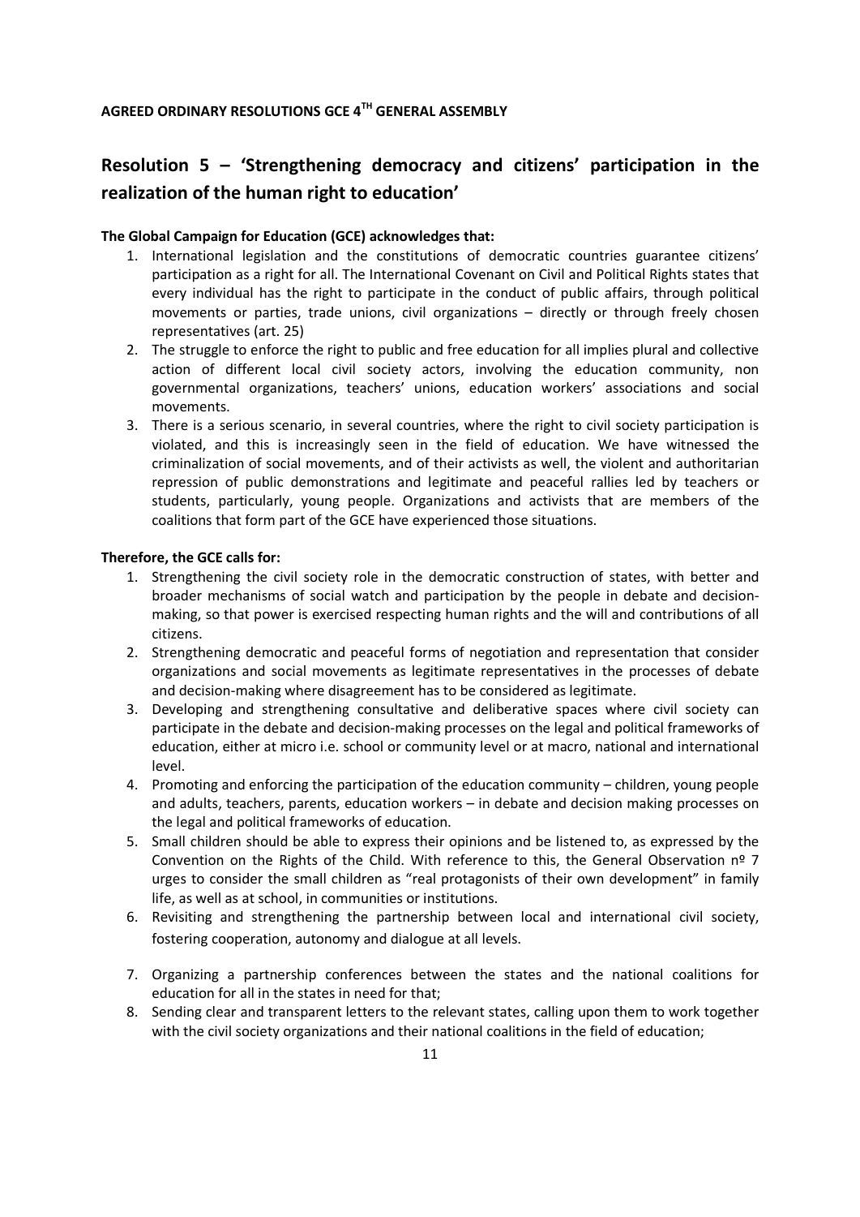**AGREED ORDINARY RESOLUTIONS GCE 4TH GENERAL ASSEMBLY**

## Resolution 5 – 'Strengthening democracy and citizens' participation in the realization of the human right to education'

**The Global Campaign for Education (GCE) acknowledges that:**

1. International legislation and the constitutions of democratic countries guarantee citizens' participation as a right for all. The International Covenant on Civil and Political Rights states that every individual has the right to participate in the conduct of public affairs, through political movements or parties, trade unions, civil organizations – directly or through freely chosen representatives (art. 25)
2. The struggle to enforce the right to public and free education for all implies plural and collective action of different local civil society actors, involving the education community, non governmental organizations, teachers' unions, education workers' associations and social movements.
3. There is a serious scenario, in several countries, where the right to civil society participation is violated, and this is increasingly seen in the field of education. We have witnessed the criminalization of social movements, and of their activists as well, the violent and authoritarian repression of public demonstrations and legitimate and peaceful rallies led by teachers or students, particularly, young people. Organizations and activists that are members of the coalitions that form part of the GCE have experienced those situations.

**Therefore, the GCE calls for:**

1. Strengthening the civil society role in the democratic construction of states, with better and broader mechanisms of social watch and participation by the people in debate and decision-making, so that power is exercised respecting human rights and the will and contributions of all citizens.
2. Strengthening democratic and peaceful forms of negotiation and representation that consider organizations and social movements as legitimate representatives in the processes of debate and decision-making where disagreement has to be considered as legitimate.
3. Developing and strengthening consultative and deliberative spaces where civil society can participate in the debate and decision-making processes on the legal and political frameworks of education, either at micro i.e. school or community level or at macro, national and international level.
4. Promoting and enforcing the participation of the education community – children, young people and adults, teachers, parents, education workers – in debate and decision making processes on the legal and political frameworks of education.
5. Small children should be able to express their opinions and be listened to, as expressed by the Convention on the Rights of the Child. With reference to this, the General Observation nº 7 urges to consider the small children as "real protagonists of their own development" in family life, as well as at school, in communities or institutions.
6. Revisiting and strengthening the partnership between local and international civil society, fostering cooperation, autonomy and dialogue at all levels.
7. Organizing a partnership conferences between the states and the national coalitions for education for all in the states in need for that;
8. Sending clear and transparent letters to the relevant states, calling upon them to work together with the civil society organizations and their national coalitions in the field of education;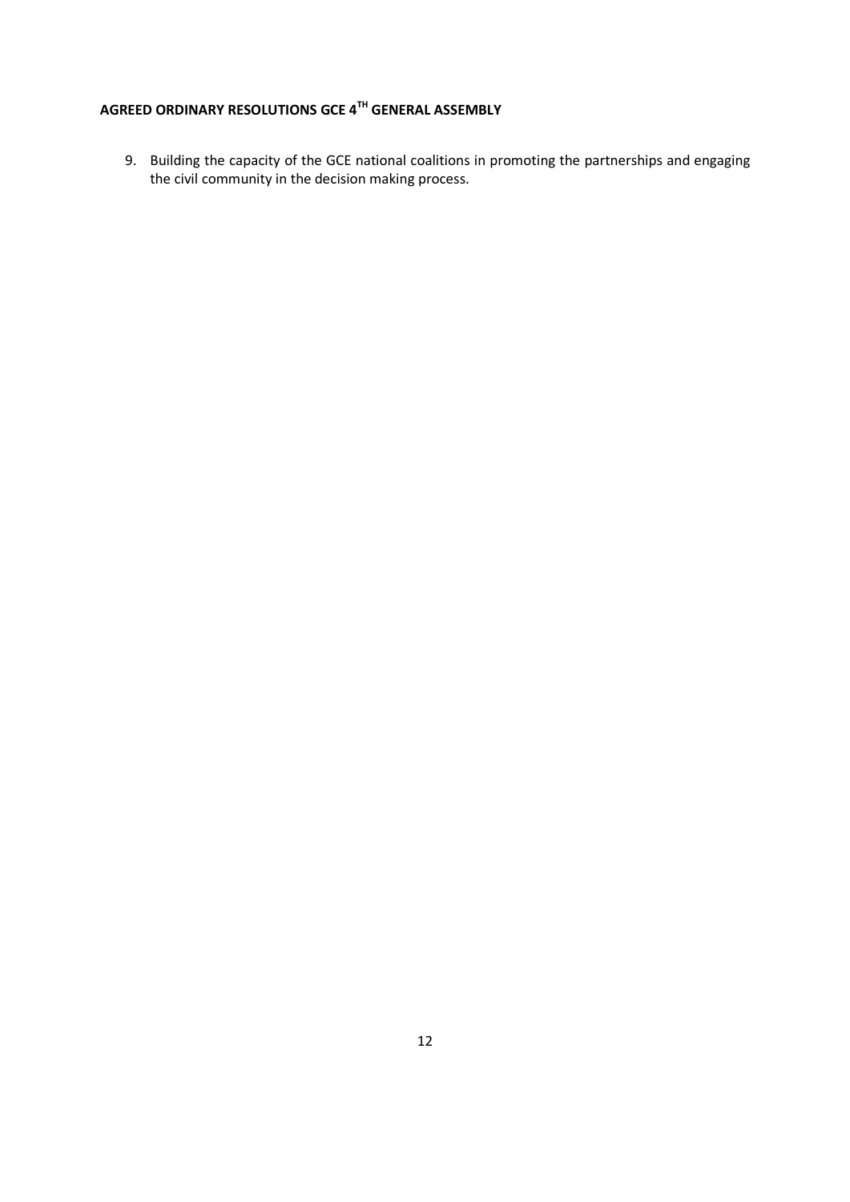**AGREED ORDINARY RESOLUTIONS GCE 4TH GENERAL ASSEMBLY**

9. Building the capacity of the GCE national coalitions in promoting the partnerships and engaging the civil community in the decision making process.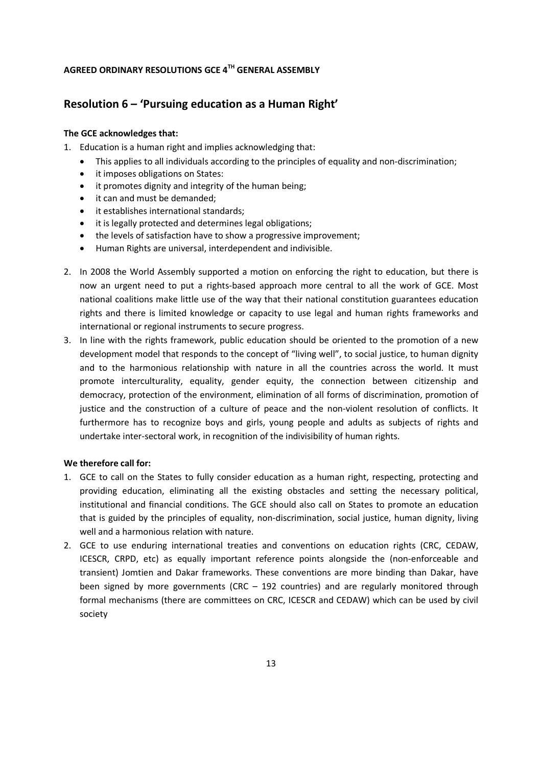**AGREED ORDINARY RESOLUTIONS GCE 4TH GENERAL ASSEMBLY**

## Resolution 6 – 'Pursuing education as a Human Right'

**The GCE acknowledges that:**

1. Education is a human right and implies acknowledging that:
   - This applies to all individuals according to the principles of equality and non-discrimination;
   - it imposes obligations on States:
   - it promotes dignity and integrity of the human being;
   - it can and must be demanded;
   - it establishes international standards;
   - it is legally protected and determines legal obligations;
   - the levels of satisfaction have to show a progressive improvement;
   - Human Rights are universal, interdependent and indivisible.
2. In 2008 the World Assembly supported a motion on enforcing the right to education, but there is now an urgent need to put a rights-based approach more central to all the work of GCE. Most national coalitions make little use of the way that their national constitution guarantees education rights and there is limited knowledge or capacity to use legal and human rights frameworks and international or regional instruments to secure progress.
3. In line with the rights framework, public education should be oriented to the promotion of a new development model that responds to the concept of "living well", to social justice, to human dignity and to the harmonious relationship with nature in all the countries across the world. It must promote interculturality, equality, gender equity, the connection between citizenship and democracy, protection of the environment, elimination of all forms of discrimination, promotion of justice and the construction of a culture of peace and the non-violent resolution of conflicts. It furthermore has to recognize boys and girls, young people and adults as subjects of rights and undertake inter-sectoral work, in recognition of the indivisibility of human rights.

**We therefore call for:**

1. GCE to call on the States to fully consider education as a human right, respecting, protecting and providing education, eliminating all the existing obstacles and setting the necessary political, institutional and financial conditions. The GCE should also call on States to promote an education that is guided by the principles of equality, non-discrimination, social justice, human dignity, living well and a harmonious relation with nature.
2. GCE to use enduring international treaties and conventions on education rights (CRC, CEDAW, ICESCR, CRPD, etc) as equally important reference points alongside the (non-enforceable and transient) Jomtien and Dakar frameworks. These conventions are more binding than Dakar, have been signed by more governments (CRC – 192 countries) and are regularly monitored through formal mechanisms (there are committees on CRC, ICESCR and CEDAW) which can be used by civil society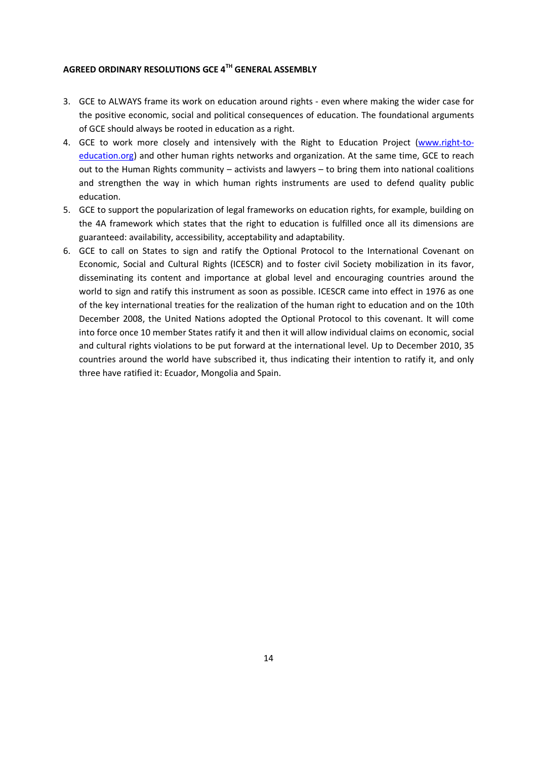**AGREED ORDINARY RESOLUTIONS GCE 4TH GENERAL ASSEMBLY**

3. GCE to ALWAYS frame its work on education around rights - even where making the wider case for the positive economic, social and political consequences of education. The foundational arguments of GCE should always be rooted in education as a right.
4. GCE to work more closely and intensively with the Right to Education Project (www.right-to-education.org) and other human rights networks and organization. At the same time, GCE to reach out to the Human Rights community – activists and lawyers – to bring them into national coalitions and strengthen the way in which human rights instruments are used to defend quality public education.
5. GCE to support the popularization of legal frameworks on education rights, for example, building on the 4A framework which states that the right to education is fulfilled once all its dimensions are guaranteed: availability, accessibility, acceptability and adaptability.
6. GCE to call on States to sign and ratify the Optional Protocol to the International Covenant on Economic, Social and Cultural Rights (ICESCR) and to foster civil Society mobilization in its favor, disseminating its content and importance at global level and encouraging countries around the world to sign and ratify this instrument as soon as possible. ICESCR came into effect in 1976 as one of the key international treaties for the realization of the human right to education and on the 10th December 2008, the United Nations adopted the Optional Protocol to this covenant. It will come into force once 10 member States ratify it and then it will allow individual claims on economic, social and cultural rights violations to be put forward at the international level. Up to December 2010, 35 countries around the world have subscribed it, thus indicating their intention to ratify it, and only three have ratified it: Ecuador, Mongolia and Spain.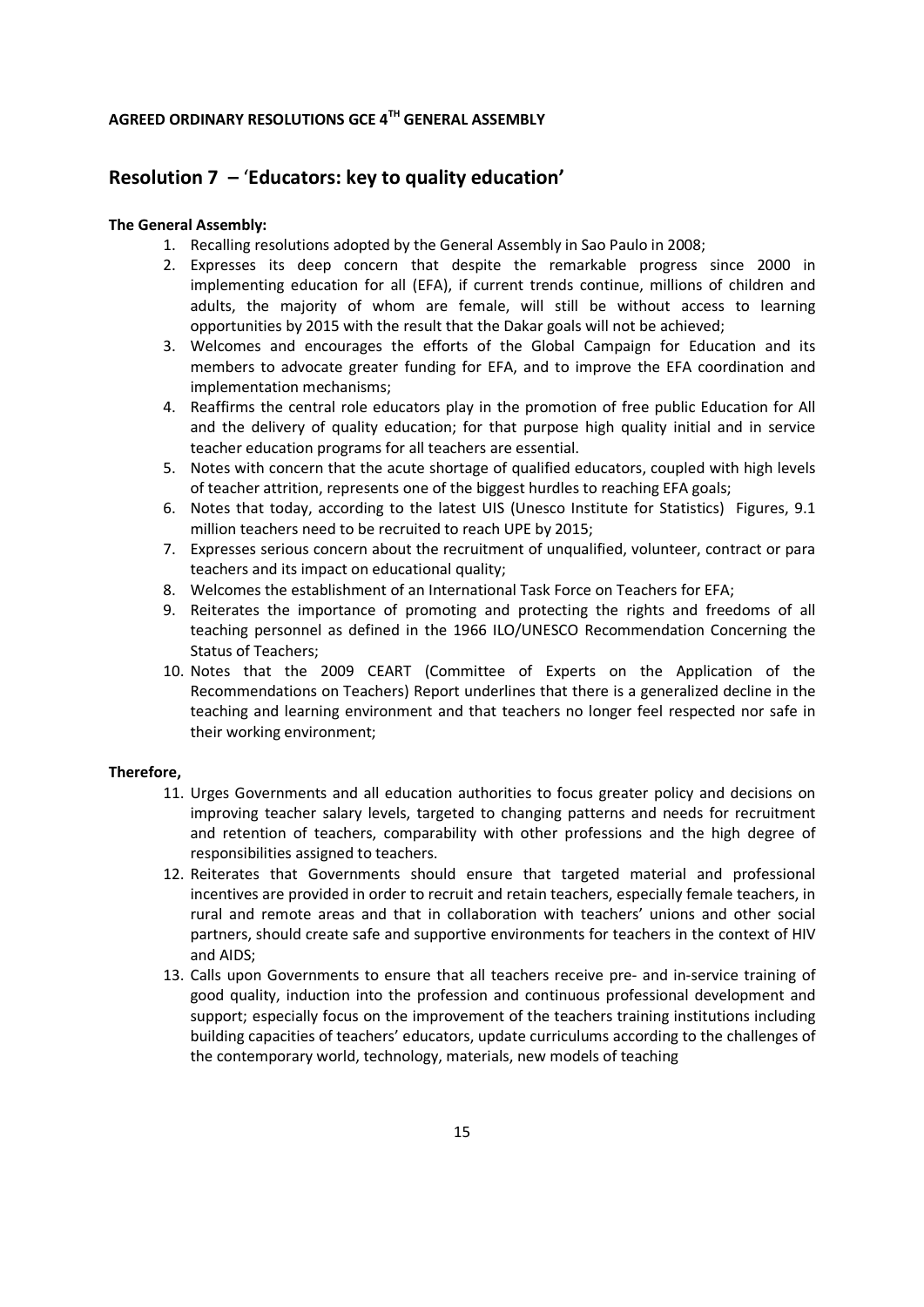**AGREED ORDINARY RESOLUTIONS GCE 4TH GENERAL ASSEMBLY**

## Resolution 7 – 'Educators: key to quality education'

**The General Assembly:**

1. Recalling resolutions adopted by the General Assembly in Sao Paulo in 2008;
2. Expresses its deep concern that despite the remarkable progress since 2000 in implementing education for all (EFA), if current trends continue, millions of children and adults, the majority of whom are female, will still be without access to learning opportunities by 2015 with the result that the Dakar goals will not be achieved;
3. Welcomes and encourages the efforts of the Global Campaign for Education and its members to advocate greater funding for EFA, and to improve the EFA coordination and implementation mechanisms;
4. Reaffirms the central role educators play in the promotion of free public Education for All and the delivery of quality education; for that purpose high quality initial and in service teacher education programs for all teachers are essential.
5. Notes with concern that the acute shortage of qualified educators, coupled with high levels of teacher attrition, represents one of the biggest hurdles to reaching EFA goals;
6. Notes that today, according to the latest UIS (Unesco Institute for Statistics) Figures, 9.1 million teachers need to be recruited to reach UPE by 2015;
7. Expresses serious concern about the recruitment of unqualified, volunteer, contract or para teachers and its impact on educational quality;
8. Welcomes the establishment of an International Task Force on Teachers for EFA;
9. Reiterates the importance of promoting and protecting the rights and freedoms of all teaching personnel as defined in the 1966 ILO/UNESCO Recommendation Concerning the Status of Teachers;
10. Notes that the 2009 CEART (Committee of Experts on the Application of the Recommendations on Teachers) Report underlines that there is a generalized decline in the teaching and learning environment and that teachers no longer feel respected nor safe in their working environment;

**Therefore,**

11. Urges Governments and all education authorities to focus greater policy and decisions on improving teacher salary levels, targeted to changing patterns and needs for recruitment and retention of teachers, comparability with other professions and the high degree of responsibilities assigned to teachers.
12. Reiterates that Governments should ensure that targeted material and professional incentives are provided in order to recruit and retain teachers, especially female teachers, in rural and remote areas and that in collaboration with teachers' unions and other social partners, should create safe and supportive environments for teachers in the context of HIV and AIDS;
13. Calls upon Governments to ensure that all teachers receive pre- and in-service training of good quality, induction into the profession and continuous professional development and support; especially focus on the improvement of the teachers training institutions including building capacities of teachers' educators, update curriculums according to the challenges of the contemporary world, technology, materials, new models of teaching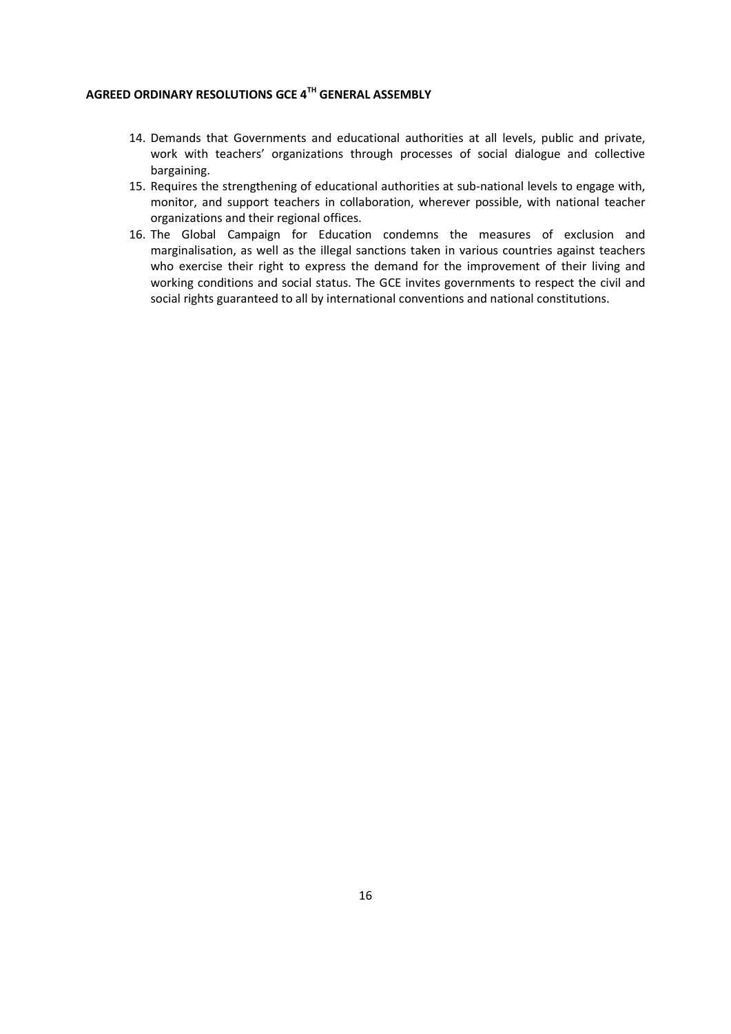14. Demands that Governments and educational authorities at all levels, public and private, work with teachers' organizations through processes of social dialogue and collective bargaining.
15. Requires the strengthening of educational authorities at sub-national levels to engage with, monitor, and support teachers in collaboration, wherever possible, with national teacher organizations and their regional offices.
16. The Global Campaign for Education condemns the measures of exclusion and marginalisation, as well as the illegal sanctions taken in various countries against teachers who exercise their right to express the demand for the improvement of their living and working conditions and social status. The GCE invites governments to respect the civil and social rights guaranteed to all by international conventions and national constitutions.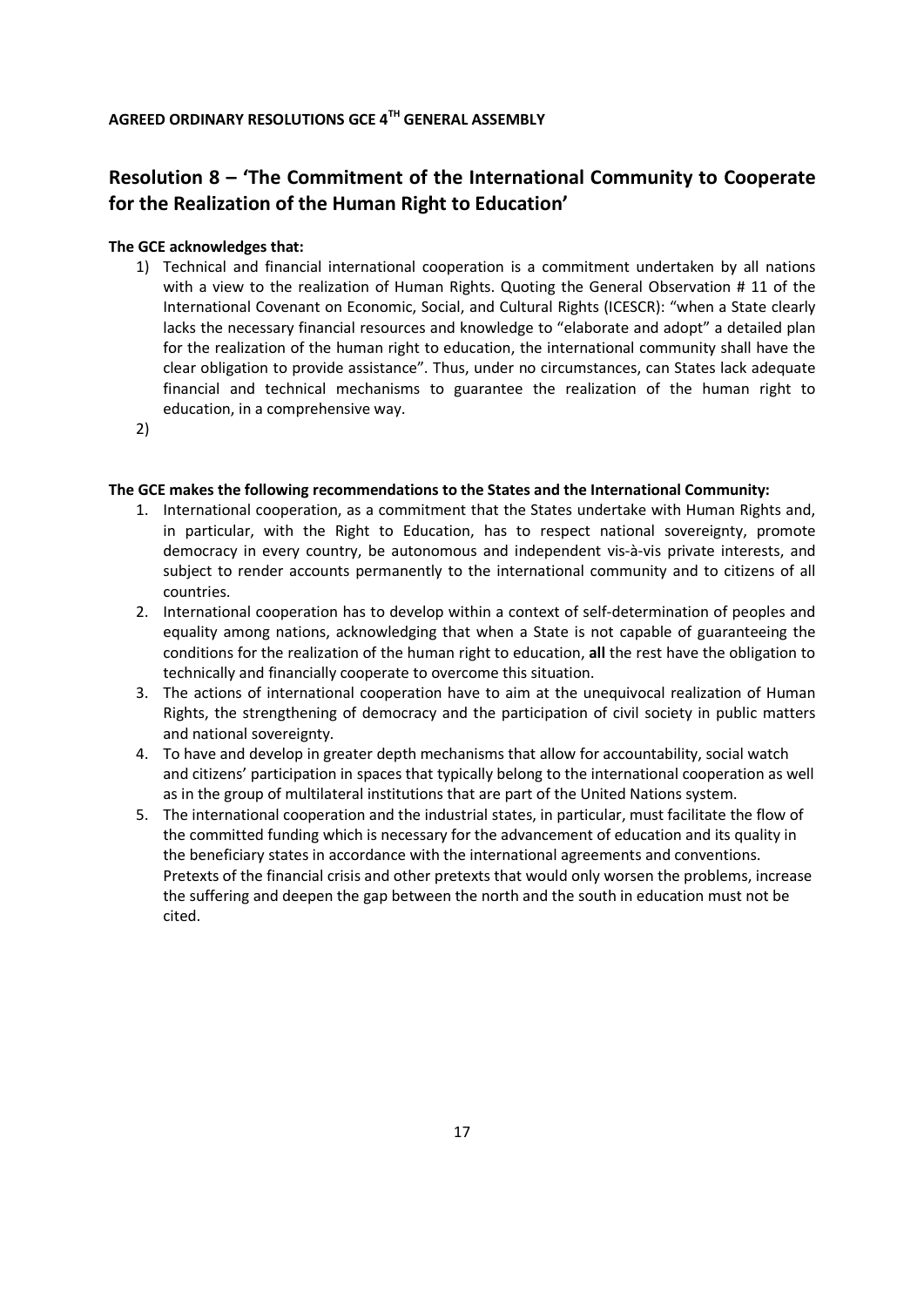**AGREED ORDINARY RESOLUTIONS GCE 4[TH] GENERAL ASSEMBLY**

## Resolution 8 – 'The Commitment of the International Community to Cooperate for the Realization of the Human Right to Education'

**The GCE acknowledges that:**

1) Technical and financial international cooperation is a commitment undertaken by all nations with a view to the realization of Human Rights. Quoting the General Observation # 11 of the International Covenant on Economic, Social, and Cultural Rights (ICESCR): "when a State clearly lacks the necessary financial resources and knowledge to "elaborate and adopt" a detailed plan for the realization of the human right to education, the international community shall have the clear obligation to provide assistance". Thus, under no circumstances, can States lack adequate financial and technical mechanisms to guarantee the realization of the human right to education, in a comprehensive way.
2)

**The GCE makes the following recommendations to the States and the International Community:**

1. International cooperation, as a commitment that the States undertake with Human Rights and, in particular, with the Right to Education, has to respect national sovereignty, promote democracy in every country, be autonomous and independent vis-à-vis private interests, and subject to render accounts permanently to the international community and to citizens of all countries.
2. International cooperation has to develop within a context of self-determination of peoples and equality among nations, acknowledging that when a State is not capable of guaranteeing the conditions for the realization of the human right to education, **all** the rest have the obligation to technically and financially cooperate to overcome this situation.
3. The actions of international cooperation have to aim at the unequivocal realization of Human Rights, the strengthening of democracy and the participation of civil society in public matters and national sovereignty.
4. To have and develop in greater depth mechanisms that allow for accountability, social watch and citizens' participation in spaces that typically belong to the international cooperation as well as in the group of multilateral institutions that are part of the United Nations system.
5. The international cooperation and the industrial states, in particular, must facilitate the flow of the committed funding which is necessary for the advancement of education and its quality in the beneficiary states in accordance with the international agreements and conventions. Pretexts of the financial crisis and other pretexts that would only worsen the problems, increase the suffering and deepen the gap between the north and the south in education must not be cited.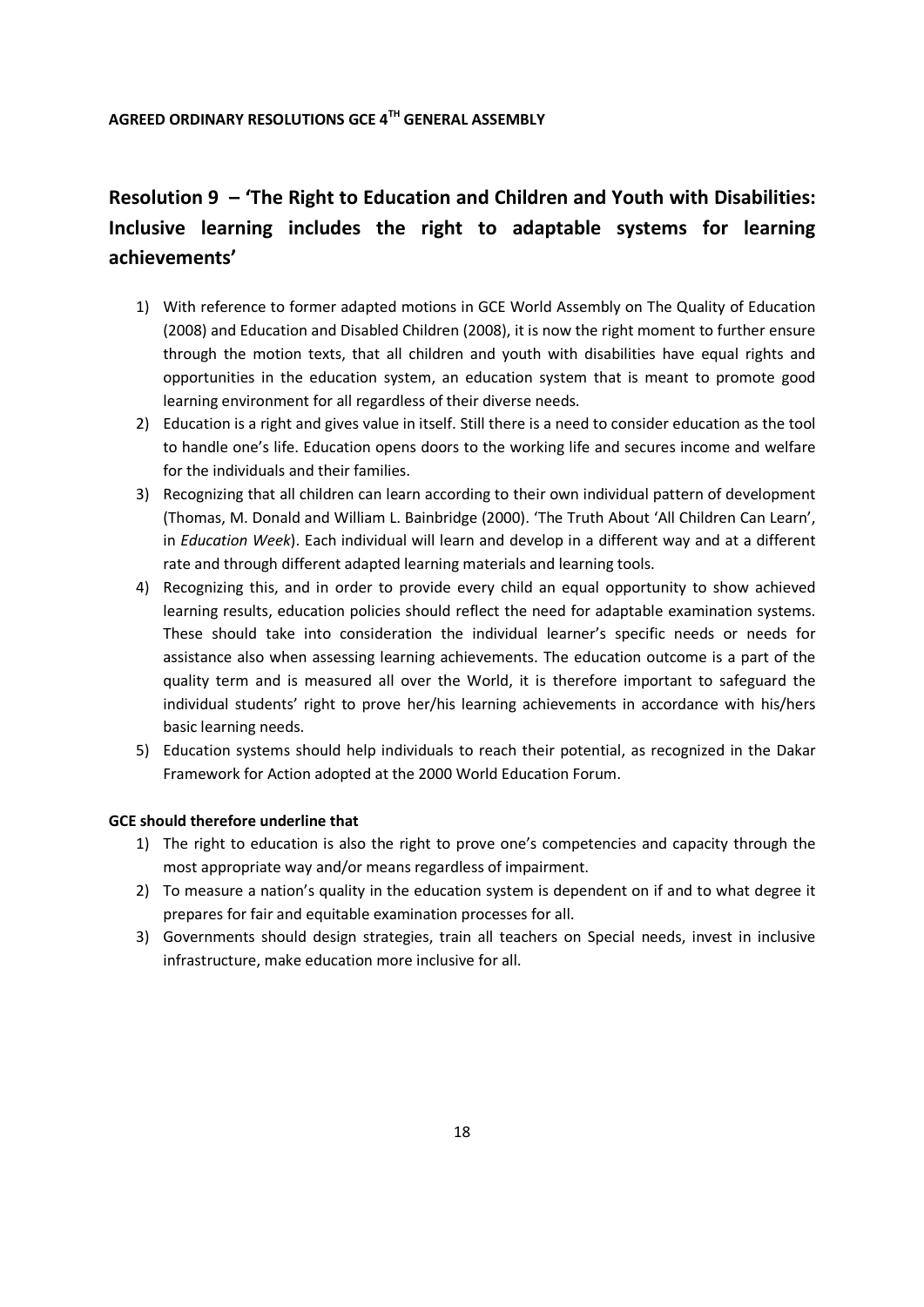**AGREED ORDINARY RESOLUTIONS GCE 4TH GENERAL ASSEMBLY**

## Resolution 9 – 'The Right to Education and Children and Youth with Disabilities: Inclusive learning includes the right to adaptable systems for learning achievements'

1) With reference to former adapted motions in GCE World Assembly on The Quality of Education (2008) and Education and Disabled Children (2008), it is now the right moment to further ensure through the motion texts, that all children and youth with disabilities have equal rights and opportunities in the education system, an education system that is meant to promote good learning environment for all regardless of their diverse needs.
2) Education is a right and gives value in itself. Still there is a need to consider education as the tool to handle one's life. Education opens doors to the working life and secures income and welfare for the individuals and their families.
3) Recognizing that all children can learn according to their own individual pattern of development (Thomas, M. Donald and William L. Bainbridge (2000). 'The Truth About 'All Children Can Learn', in *Education Week*). Each individual will learn and develop in a different way and at a different rate and through different adapted learning materials and learning tools.
4) Recognizing this, and in order to provide every child an equal opportunity to show achieved learning results, education policies should reflect the need for adaptable examination systems. These should take into consideration the individual learner's specific needs or needs for assistance also when assessing learning achievements. The education outcome is a part of the quality term and is measured all over the World, it is therefore important to safeguard the individual students' right to prove her/his learning achievements in accordance with his/hers basic learning needs.
5) Education systems should help individuals to reach their potential, as recognized in the Dakar Framework for Action adopted at the 2000 World Education Forum.

**GCE should therefore underline that**

1) The right to education is also the right to prove one's competencies and capacity through the most appropriate way and/or means regardless of impairment.
2) To measure a nation's quality in the education system is dependent on if and to what degree it prepares for fair and equitable examination processes for all.
3) Governments should design strategies, train all teachers on Special needs, invest in inclusive infrastructure, make education more inclusive for all.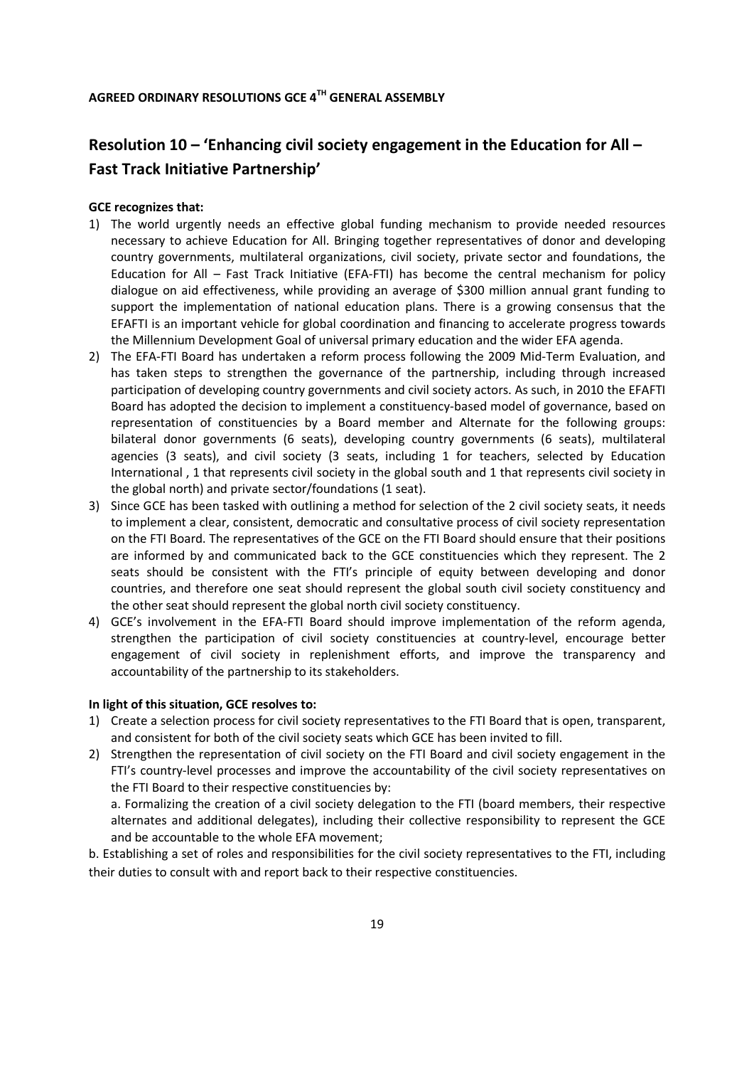**AGREED ORDINARY RESOLUTIONS GCE 4TH GENERAL ASSEMBLY**

## Resolution 10 – 'Enhancing civil society engagement in the Education for All – Fast Track Initiative Partnership'

**GCE recognizes that:**

1) The world urgently needs an effective global funding mechanism to provide needed resources necessary to achieve Education for All. Bringing together representatives of donor and developing country governments, multilateral organizations, civil society, private sector and foundations, the Education for All – Fast Track Initiative (EFA-FTI) has become the central mechanism for policy dialogue on aid effectiveness, while providing an average of $300 million annual grant funding to support the implementation of national education plans. There is a growing consensus that the EFAFTI is an important vehicle for global coordination and financing to accelerate progress towards the Millennium Development Goal of universal primary education and the wider EFA agenda.
2) The EFA-FTI Board has undertaken a reform process following the 2009 Mid-Term Evaluation, and has taken steps to strengthen the governance of the partnership, including through increased participation of developing country governments and civil society actors. As such, in 2010 the EFAFTI Board has adopted the decision to implement a constituency-based model of governance, based on representation of constituencies by a Board member and Alternate for the following groups: bilateral donor governments (6 seats), developing country governments (6 seats), multilateral agencies (3 seats), and civil society (3 seats, including 1 for teachers, selected by Education International , 1 that represents civil society in the global south and 1 that represents civil society in the global north) and private sector/foundations (1 seat).
3) Since GCE has been tasked with outlining a method for selection of the 2 civil society seats, it needs to implement a clear, consistent, democratic and consultative process of civil society representation on the FTI Board. The representatives of the GCE on the FTI Board should ensure that their positions are informed by and communicated back to the GCE constituencies which they represent. The 2 seats should be consistent with the FTI's principle of equity between developing and donor countries, and therefore one seat should represent the global south civil society constituency and the other seat should represent the global north civil society constituency.
4) GCE's involvement in the EFA-FTI Board should improve implementation of the reform agenda, strengthen the participation of civil society constituencies at country-level, encourage better engagement of civil society in replenishment efforts, and improve the transparency and accountability of the partnership to its stakeholders.

**In light of this situation, GCE resolves to:**

1) Create a selection process for civil society representatives to the FTI Board that is open, transparent, and consistent for both of the civil society seats which GCE has been invited to fill.
2) Strengthen the representation of civil society on the FTI Board and civil society engagement in the FTI's country-level processes and improve the accountability of the civil society representatives on the FTI Board to their respective constituencies by:

   a. Formalizing the creation of a civil society delegation to the FTI (board members, their respective alternates and additional delegates), including their collective responsibility to represent the GCE and be accountable to the whole EFA movement;

b. Establishing a set of roles and responsibilities for the civil society representatives to the FTI, including their duties to consult with and report back to their respective constituencies.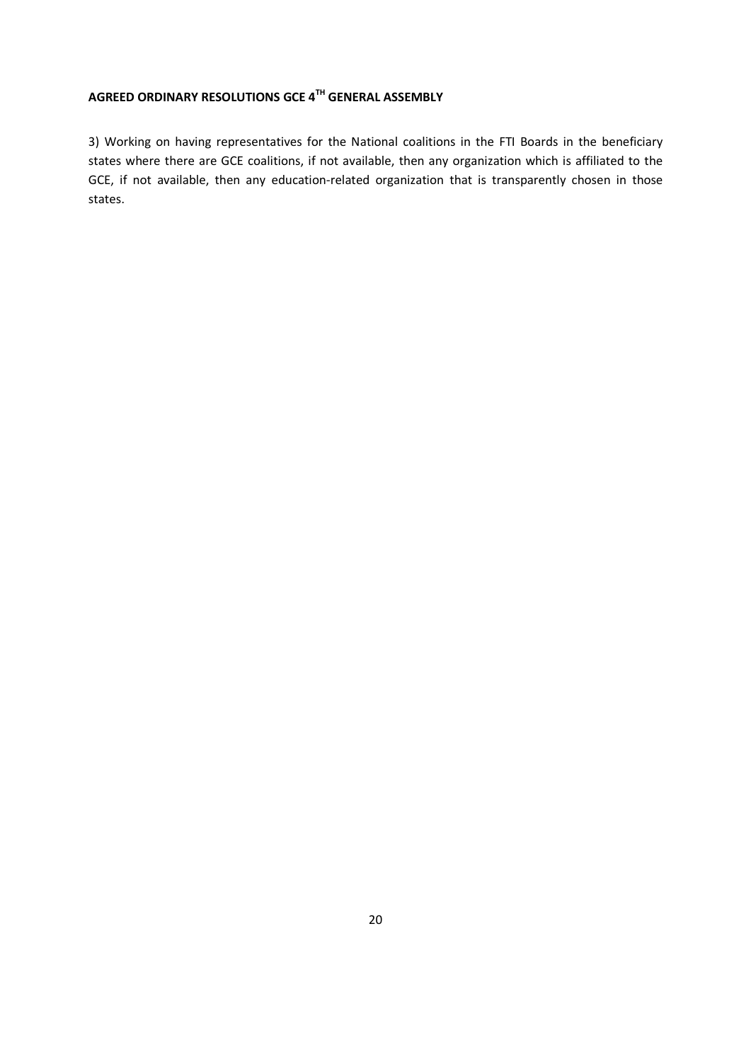**AGREED ORDINARY RESOLUTIONS GCE 4TH GENERAL ASSEMBLY**

3) Working on having representatives for the National coalitions in the FTI Boards in the beneficiary states where there are GCE coalitions, if not available, then any organization which is affiliated to the GCE, if not available, then any education-related organization that is transparently chosen in those states.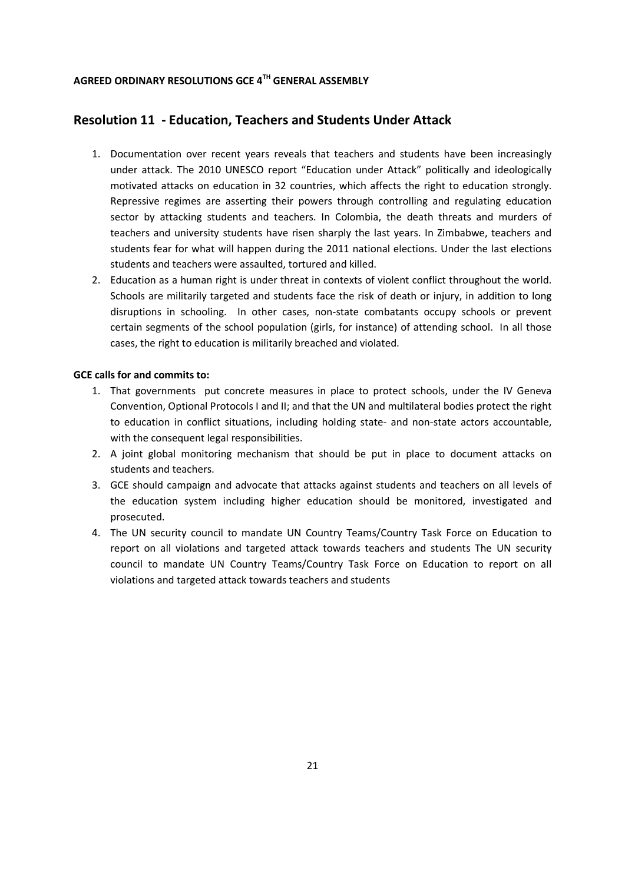**AGREED ORDINARY RESOLUTIONS GCE 4[TH] GENERAL ASSEMBLY**

## Resolution 11 - Education, Teachers and Students Under Attack

1. Documentation over recent years reveals that teachers and students have been increasingly under attack. The 2010 UNESCO report "Education under Attack" politically and ideologically motivated attacks on education in 32 countries, which affects the right to education strongly. Repressive regimes are asserting their powers through controlling and regulating education sector by attacking students and teachers. In Colombia, the death threats and murders of teachers and university students have risen sharply the last years. In Zimbabwe, teachers and students fear for what will happen during the 2011 national elections. Under the last elections students and teachers were assaulted, tortured and killed.
2. Education as a human right is under threat in contexts of violent conflict throughout the world. Schools are militarily targeted and students face the risk of death or injury, in addition to long disruptions in schooling. In other cases, non-state combatants occupy schools or prevent certain segments of the school population (girls, for instance) of attending school. In all those cases, the right to education is militarily breached and violated.

**GCE calls for and commits to:**

1. That governments put concrete measures in place to protect schools, under the IV Geneva Convention, Optional Protocols I and II; and that the UN and multilateral bodies protect the right to education in conflict situations, including holding state- and non-state actors accountable, with the consequent legal responsibilities.
2. A joint global monitoring mechanism that should be put in place to document attacks on students and teachers.
3. GCE should campaign and advocate that attacks against students and teachers on all levels of the education system including higher education should be monitored, investigated and prosecuted.
4. The UN security council to mandate UN Country Teams/Country Task Force on Education to report on all violations and targeted attack towards teachers and students The UN security council to mandate UN Country Teams/Country Task Force on Education to report on all violations and targeted attack towards teachers and students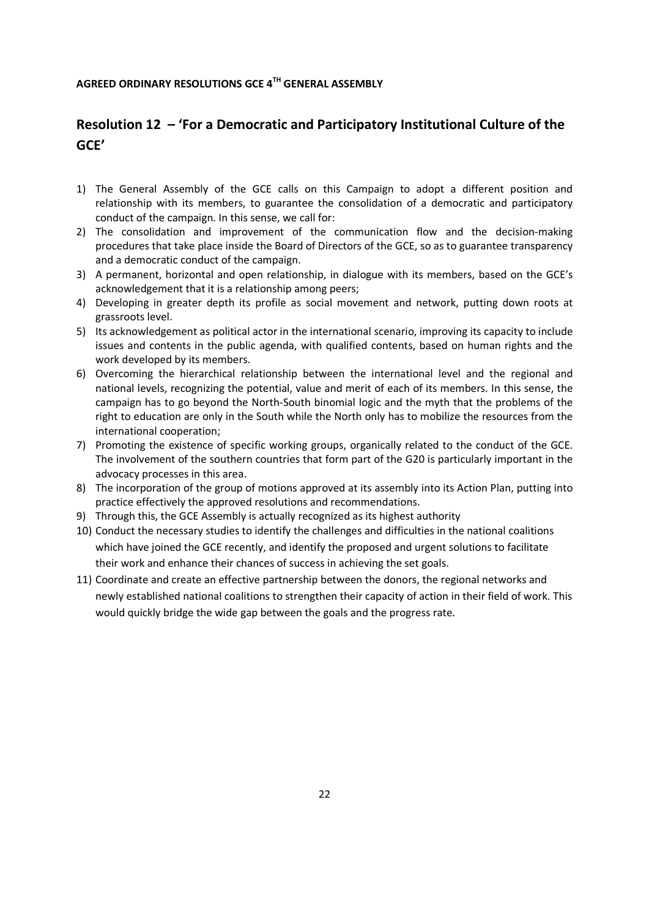**AGREED ORDINARY RESOLUTIONS GCE 4TH GENERAL ASSEMBLY**

## Resolution 12 – 'For a Democratic and Participatory Institutional Culture of the GCE'

1) The General Assembly of the GCE calls on this Campaign to adopt a different position and relationship with its members, to guarantee the consolidation of a democratic and participatory conduct of the campaign. In this sense, we call for:
2) The consolidation and improvement of the communication flow and the decision-making procedures that take place inside the Board of Directors of the GCE, so as to guarantee transparency and a democratic conduct of the campaign.
3) A permanent, horizontal and open relationship, in dialogue with its members, based on the GCE's acknowledgement that it is a relationship among peers;
4) Developing in greater depth its profile as social movement and network, putting down roots at grassroots level.
5) Its acknowledgement as political actor in the international scenario, improving its capacity to include issues and contents in the public agenda, with qualified contents, based on human rights and the work developed by its members.
6) Overcoming the hierarchical relationship between the international level and the regional and national levels, recognizing the potential, value and merit of each of its members. In this sense, the campaign has to go beyond the North-South binomial logic and the myth that the problems of the right to education are only in the South while the North only has to mobilize the resources from the international cooperation;
7) Promoting the existence of specific working groups, organically related to the conduct of the GCE. The involvement of the southern countries that form part of the G20 is particularly important in the advocacy processes in this area.
8) The incorporation of the group of motions approved at its assembly into its Action Plan, putting into practice effectively the approved resolutions and recommendations.
9) Through this, the GCE Assembly is actually recognized as its highest authority
10) Conduct the necessary studies to identify the challenges and difficulties in the national coalitions which have joined the GCE recently, and identify the proposed and urgent solutions to facilitate their work and enhance their chances of success in achieving the set goals.
11) Coordinate and create an effective partnership between the donors, the regional networks and newly established national coalitions to strengthen their capacity of action in their field of work. This would quickly bridge the wide gap between the goals and the progress rate.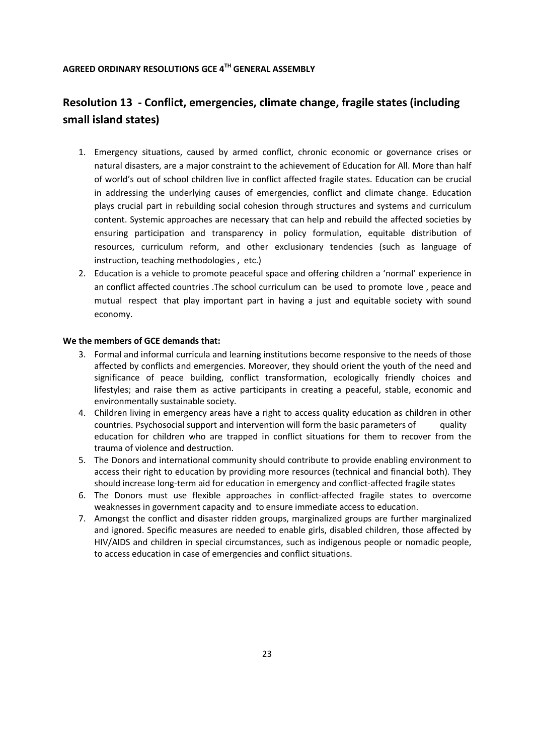**AGREED ORDINARY RESOLUTIONS GCE 4TH GENERAL ASSEMBLY**

## Resolution 13 - Conflict, emergencies, climate change, fragile states (including small island states)

1. Emergency situations, caused by armed conflict, chronic economic or governance crises or natural disasters, are a major constraint to the achievement of Education for All. More than half of world's out of school children live in conflict affected fragile states. Education can be crucial in addressing the underlying causes of emergencies, conflict and climate change. Education plays crucial part in rebuilding social cohesion through structures and systems and curriculum content. Systemic approaches are necessary that can help and rebuild the affected societies by ensuring participation and transparency in policy formulation, equitable distribution of resources, curriculum reform, and other exclusionary tendencies (such as language of instruction, teaching methodologies , etc.)
2. Education is a vehicle to promote peaceful space and offering children a 'normal' experience in an conflict affected countries .The school curriculum can be used to promote love , peace and mutual respect that play important part in having a just and equitable society with sound economy.

**We the members of GCE demands that:**

3. Formal and informal curricula and learning institutions become responsive to the needs of those affected by conflicts and emergencies. Moreover, they should orient the youth of the need and significance of peace building, conflict transformation, ecologically friendly choices and lifestyles; and raise them as active participants in creating a peaceful, stable, economic and environmentally sustainable society.
4. Children living in emergency areas have a right to access quality education as children in other countries. Psychosocial support and intervention will form the basic parameters of quality education for children who are trapped in conflict situations for them to recover from the trauma of violence and destruction.
5. The Donors and international community should contribute to provide enabling environment to access their right to education by providing more resources (technical and financial both). They should increase long-term aid for education in emergency and conflict-affected fragile states
6. The Donors must use flexible approaches in conflict-affected fragile states to overcome weaknesses in government capacity and to ensure immediate access to education.
7. Amongst the conflict and disaster ridden groups, marginalized groups are further marginalized and ignored. Specific measures are needed to enable girls, disabled children, those affected by HIV/AIDS and children in special circumstances, such as indigenous people or nomadic people, to access education in case of emergencies and conflict situations.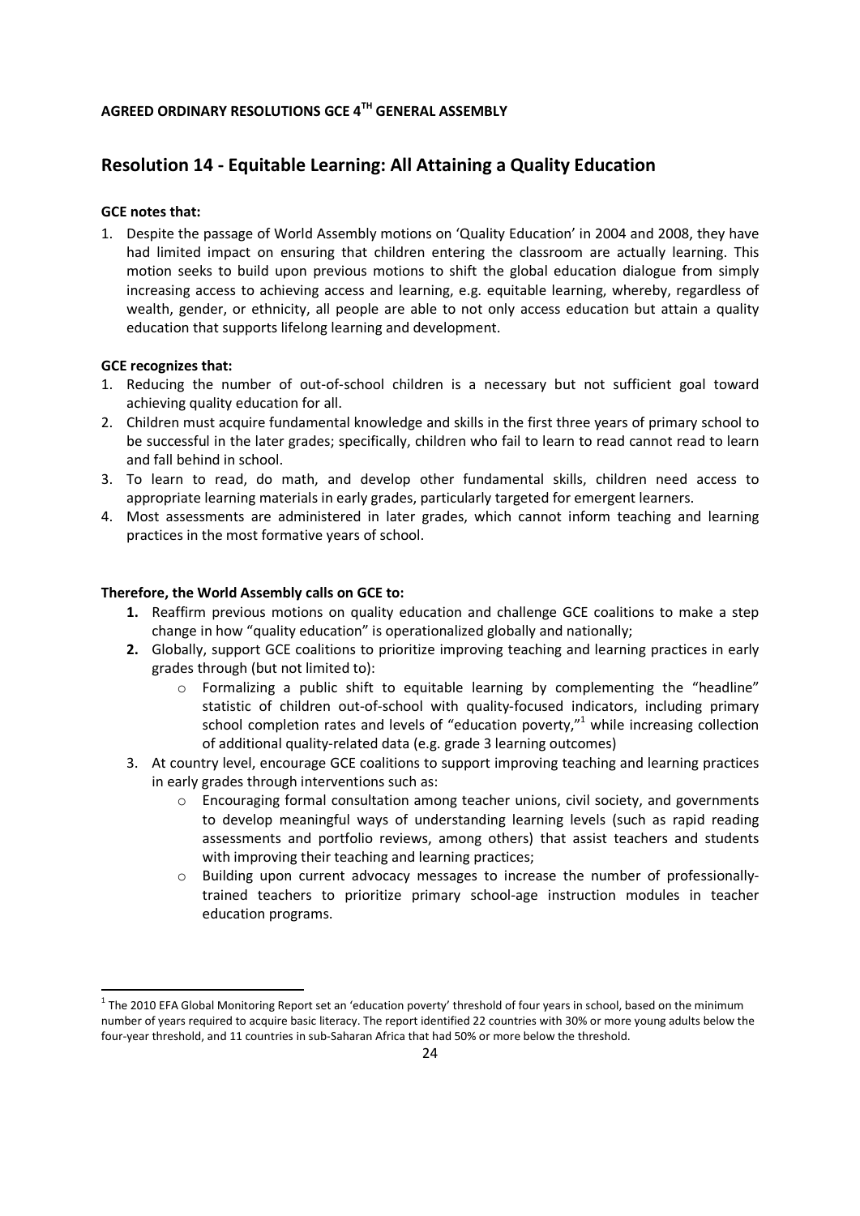**AGREED ORDINARY RESOLUTIONS GCE 4TH GENERAL ASSEMBLY**

## Resolution 14 - Equitable Learning: All Attaining a Quality Education

**GCE notes that:**

1. Despite the passage of World Assembly motions on 'Quality Education' in 2004 and 2008, they have had limited impact on ensuring that children entering the classroom are actually learning. This motion seeks to build upon previous motions to shift the global education dialogue from simply increasing access to achieving access and learning, e.g. equitable learning, whereby, regardless of wealth, gender, or ethnicity, all people are able to not only access education but attain a quality education that supports lifelong learning and development.

**GCE recognizes that:**

1. Reducing the number of out-of-school children is a necessary but not sufficient goal toward achieving quality education for all.
2. Children must acquire fundamental knowledge and skills in the first three years of primary school to be successful in the later grades; specifically, children who fail to learn to read cannot read to learn and fall behind in school.
3. To learn to read, do math, and develop other fundamental skills, children need access to appropriate learning materials in early grades, particularly targeted for emergent learners.
4. Most assessments are administered in later grades, which cannot inform teaching and learning practices in the most formative years of school.

**Therefore, the World Assembly calls on GCE to:**

1. Reaffirm previous motions on quality education and challenge GCE coalitions to make a step change in how "quality education" is operationalized globally and nationally;
2. Globally, support GCE coalitions to prioritize improving teaching and learning practices in early grades through (but not limited to):
   - Formalizing a public shift to equitable learning by complementing the "headline" statistic of children out-of-school with quality-focused indicators, including primary school completion rates and levels of "education poverty,"[1] while increasing collection of additional quality-related data (e.g. grade 3 learning outcomes)
3. At country level, encourage GCE coalitions to support improving teaching and learning practices in early grades through interventions such as:
   - Encouraging formal consultation among teacher unions, civil society, and governments to develop meaningful ways of understanding learning levels (such as rapid reading assessments and portfolio reviews, among others) that assist teachers and students with improving their teaching and learning practices;
   - Building upon current advocacy messages to increase the number of professionally-trained teachers to prioritize primary school-age instruction modules in teacher education programs.

[1] The 2010 EFA Global Monitoring Report set an 'education poverty' threshold of four years in school, based on the minimum number of years required to acquire basic literacy. The report identified 22 countries with 30% or more young adults below the four-year threshold, and 11 countries in sub-Saharan Africa that had 50% or more below the threshold.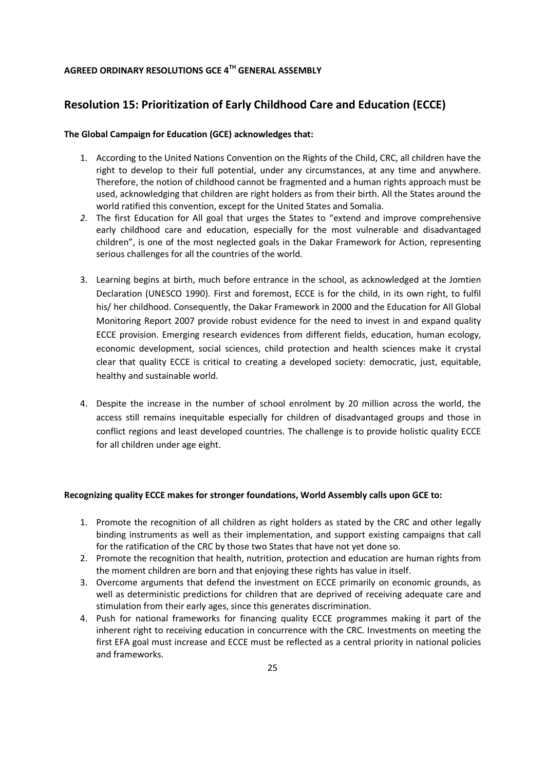**AGREED ORDINARY RESOLUTIONS GCE 4TH GENERAL ASSEMBLY**

## Resolution 15: Prioritization of Early Childhood Care and Education (ECCE)

**The Global Campaign for Education (GCE) acknowledges that:**

1. According to the United Nations Convention on the Rights of the Child, CRC, all children have the right to develop to their full potential, under any circumstances, at any time and anywhere. Therefore, the notion of childhood cannot be fragmented and a human rights approach must be used, acknowledging that children are right holders as from their birth. All the States around the world ratified this convention, except for the United States and Somalia.
2. The first Education for All goal that urges the States to "extend and improve comprehensive early childhood care and education, especially for the most vulnerable and disadvantaged children", is one of the most neglected goals in the Dakar Framework for Action, representing serious challenges for all the countries of the world.
3. Learning begins at birth, much before entrance in the school, as acknowledged at the Jomtien Declaration (UNESCO 1990). First and foremost, ECCE is for the child, in its own right, to fulfil his/ her childhood. Consequently, the Dakar Framework in 2000 and the Education for All Global Monitoring Report 2007 provide robust evidence for the need to invest in and expand quality ECCE provision. Emerging research evidences from different fields, education, human ecology, economic development, social sciences, child protection and health sciences make it crystal clear that quality ECCE is critical to creating a developed society: democratic, just, equitable, healthy and sustainable world.
4. Despite the increase in the number of school enrolment by 20 million across the world, the access still remains inequitable especially for children of disadvantaged groups and those in conflict regions and least developed countries. The challenge is to provide holistic quality ECCE for all children under age eight.

**Recognizing quality ECCE makes for stronger foundations, World Assembly calls upon GCE to:**

1. Promote the recognition of all children as right holders as stated by the CRC and other legally binding instruments as well as their implementation, and support existing campaigns that call for the ratification of the CRC by those two States that have not yet done so.
2. Promote the recognition that health, nutrition, protection and education are human rights from the moment children are born and that enjoying these rights has value in itself.
3. Overcome arguments that defend the investment on ECCE primarily on economic grounds, as well as deterministic predictions for children that are deprived of receiving adequate care and stimulation from their early ages, since this generates discrimination.
4. Push for national frameworks for financing quality ECCE programmes making it part of the inherent right to receiving education in concurrence with the CRC. Investments on meeting the first EFA goal must increase and ECCE must be reflected as a central priority in national policies and frameworks.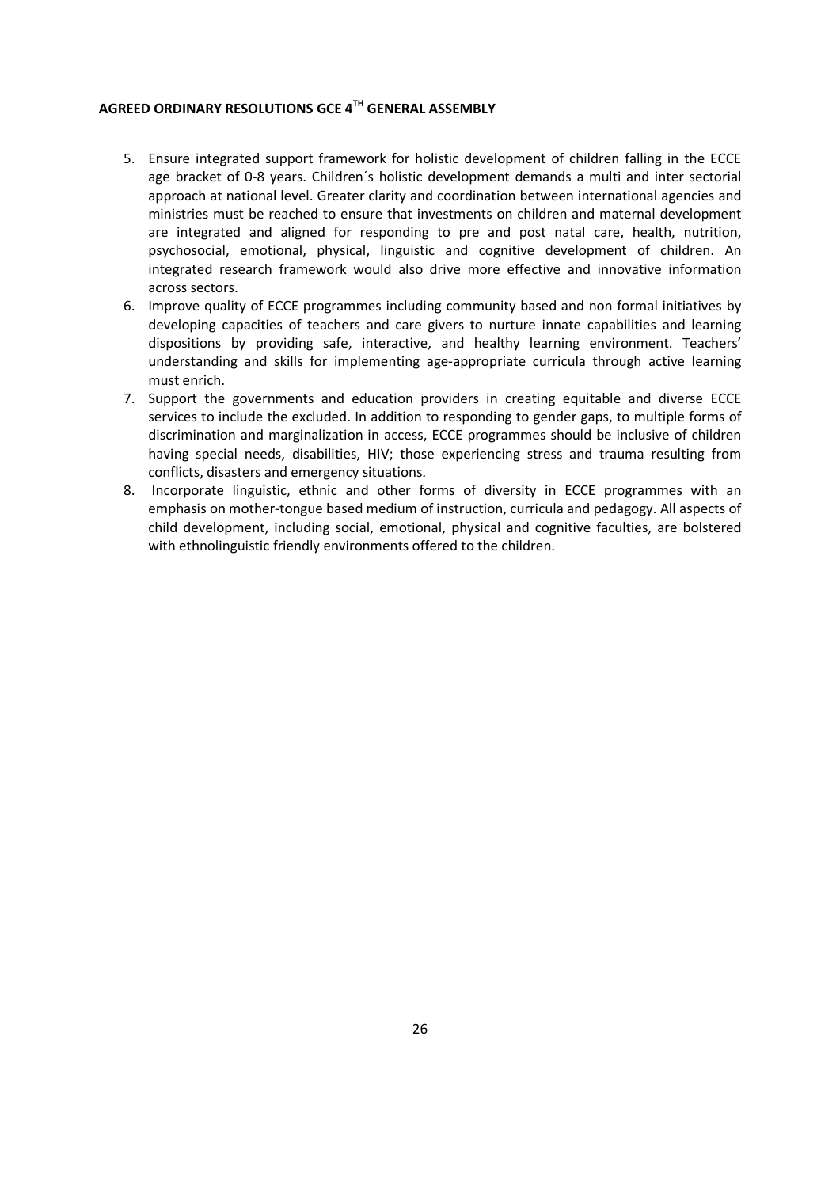**AGREED ORDINARY RESOLUTIONS GCE 4TH GENERAL ASSEMBLY**

5. Ensure integrated support framework for holistic development of children falling in the ECCE age bracket of 0-8 years. Children´s holistic development demands a multi and inter sectorial approach at national level. Greater clarity and coordination between international agencies and ministries must be reached to ensure that investments on children and maternal development are integrated and aligned for responding to pre and post natal care, health, nutrition, psychosocial, emotional, physical, linguistic and cognitive development of children. An integrated research framework would also drive more effective and innovative information across sectors.
6. Improve quality of ECCE programmes including community based and non formal initiatives by developing capacities of teachers and care givers to nurture innate capabilities and learning dispositions by providing safe, interactive, and healthy learning environment. Teachers' understanding and skills for implementing age-appropriate curricula through active learning must enrich.
7. Support the governments and education providers in creating equitable and diverse ECCE services to include the excluded. In addition to responding to gender gaps, to multiple forms of discrimination and marginalization in access, ECCE programmes should be inclusive of children having special needs, disabilities, HIV; those experiencing stress and trauma resulting from conflicts, disasters and emergency situations.
8. Incorporate linguistic, ethnic and other forms of diversity in ECCE programmes with an emphasis on mother-tongue based medium of instruction, curricula and pedagogy. All aspects of child development, including social, emotional, physical and cognitive faculties, are bolstered with ethnolinguistic friendly environments offered to the children.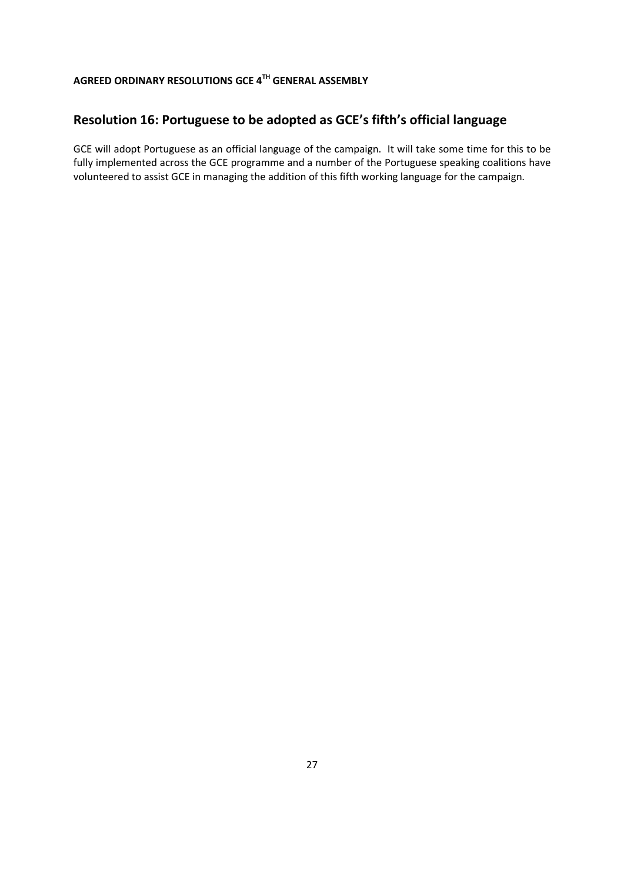**AGREED ORDINARY RESOLUTIONS GCE 4TH GENERAL ASSEMBLY**

## Resolution 16: Portuguese to be adopted as GCE's fifth's official language

GCE will adopt Portuguese as an official language of the campaign. It will take some time for this to be fully implemented across the GCE programme and a number of the Portuguese speaking coalitions have volunteered to assist GCE in managing the addition of this fifth working language for the campaign.